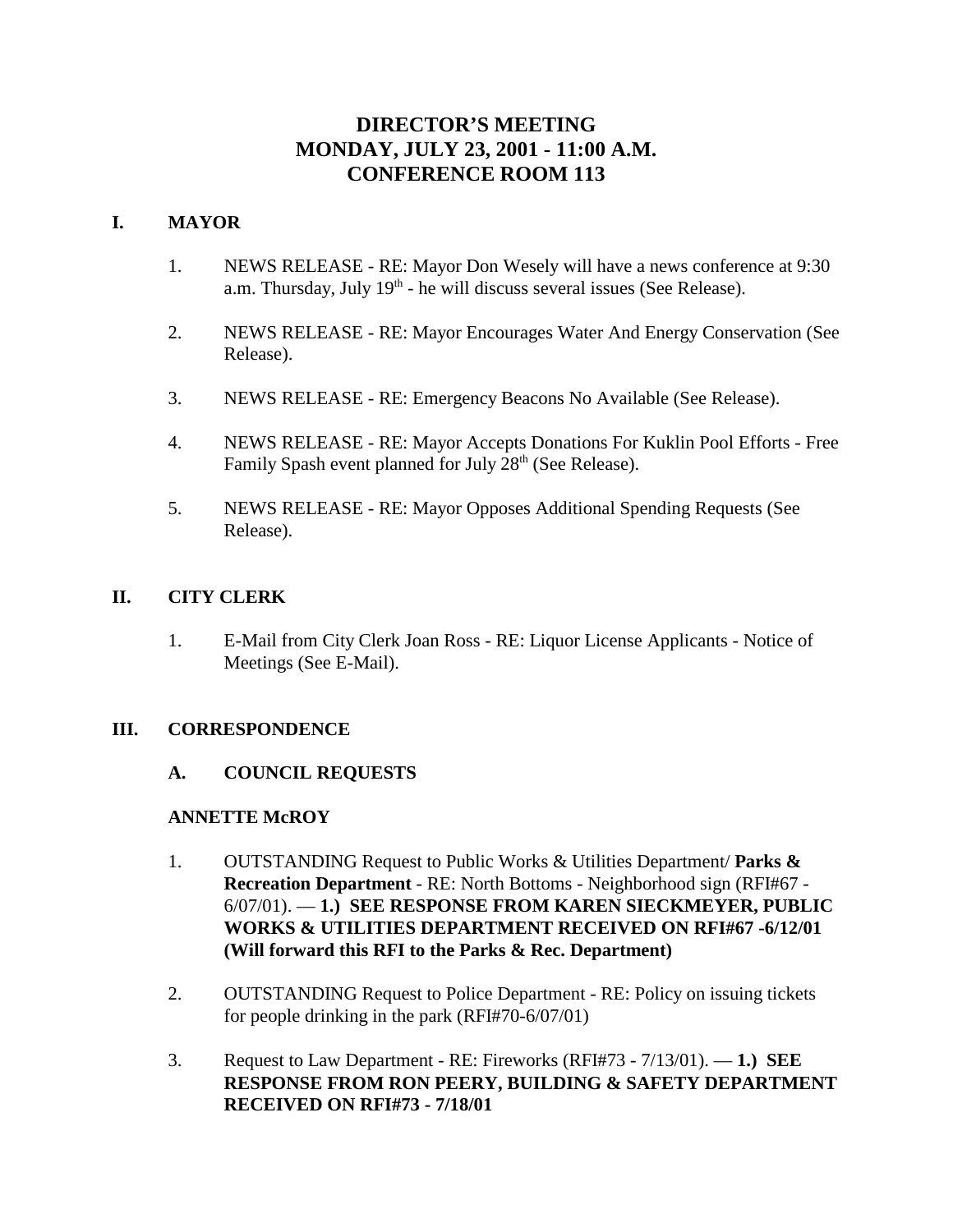# DIRECTOR'S MEETING
# MONDAY, JULY 23, 2001 - 11:00 A.M.
# CONFERENCE ROOM 113

## I. MAYOR

1. NEWS RELEASE - RE: Mayor Don Wesely will have a news conference at 9:30 a.m. Thursday, July 19th - he will discuss several issues (See Release).

2. NEWS RELEASE - RE: Mayor Encourages Water And Energy Conservation (See Release).

3. NEWS RELEASE - RE: Emergency Beacons No Available (See Release).

4. NEWS RELEASE - RE: Mayor Accepts Donations For Kuklin Pool Efforts - Free Family Spash event planned for July 28th (See Release).

5. NEWS RELEASE - RE: Mayor Opposes Additional Spending Requests (See Release).

## II. CITY CLERK

1. E-Mail from City Clerk Joan Ross - RE: Liquor License Applicants - Notice of Meetings (See E-Mail).

## III. CORRESPONDENCE

### A. COUNCIL REQUESTS

**ANNETTE McROY**

1. OUTSTANDING Request to Public Works & Utilities Department/ **Parks & Recreation Department** - RE: North Bottoms - Neighborhood sign (RFI#67 - 6/07/01). — **1.) SEE RESPONSE FROM KAREN SIECKMEYER, PUBLIC WORKS & UTILITIES DEPARTMENT RECEIVED ON RFI#67 -6/12/01 (Will forward this RFI to the Parks & Rec. Department)**

2. OUTSTANDING Request to Police Department - RE: Policy on issuing tickets for people drinking in the park (RFI#70-6/07/01)

3. Request to Law Department - RE: Fireworks (RFI#73 - 7/13/01). — **1.) SEE RESPONSE FROM RON PEERY, BUILDING & SAFETY DEPARTMENT RECEIVED ON RFI#73 - 7/18/01**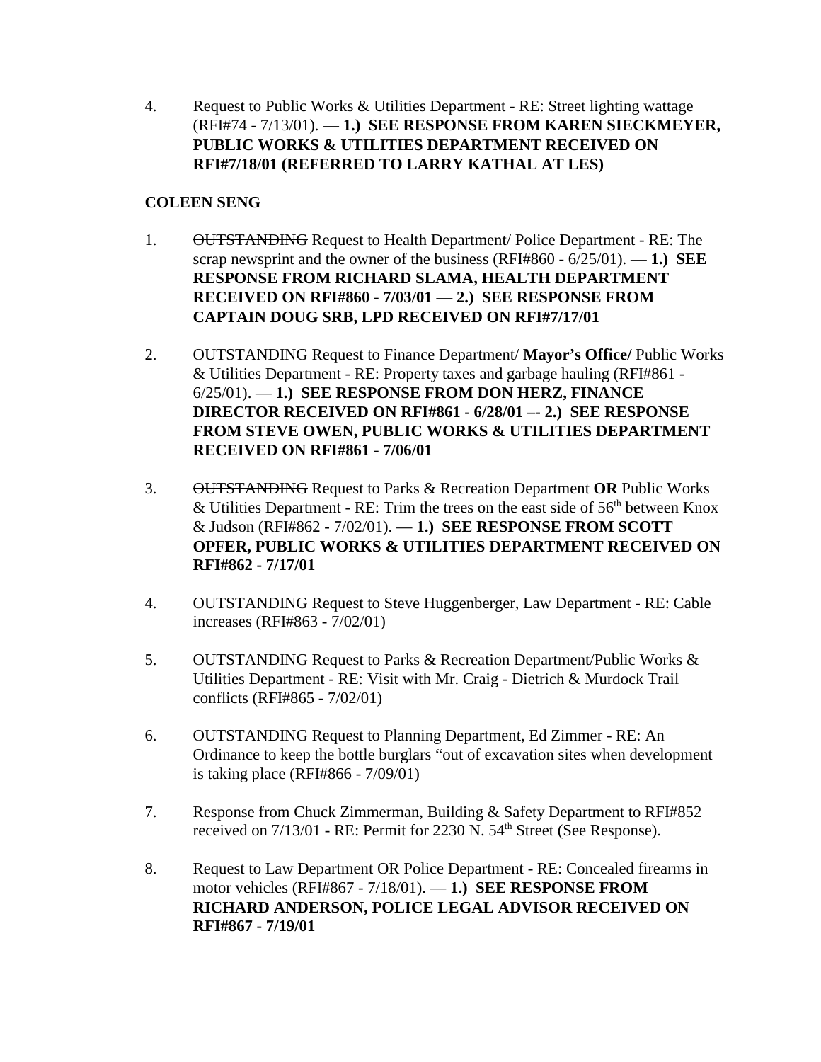4. Request to Public Works & Utilities Department - RE: Street lighting wattage (RFI#74 - 7/13/01). — **1.) SEE RESPONSE FROM KAREN SIECKMEYER, PUBLIC WORKS & UTILITIES DEPARTMENT RECEIVED ON RFI#7/18/01 (REFERRED TO LARRY KATHAL AT LES)**

**COLEEN SENG**

1. ~~OUTSTANDING~~ Request to Health Department/ Police Department - RE: The scrap newsprint and the owner of the business (RFI#860 - 6/25/01). — **1.) SEE RESPONSE FROM RICHARD SLAMA, HEALTH DEPARTMENT RECEIVED ON RFI#860 - 7/03/01** — **2.) SEE RESPONSE FROM CAPTAIN DOUG SRB, LPD RECEIVED ON RFI#7/17/01**

2. OUTSTANDING Request to Finance Department/ **Mayor's Office/** Public Works & Utilities Department - RE: Property taxes and garbage hauling (RFI#861 - 6/25/01). — **1.) SEE RESPONSE FROM DON HERZ, FINANCE DIRECTOR RECEIVED ON RFI#861 - 6/28/01 –- 2.) SEE RESPONSE FROM STEVE OWEN, PUBLIC WORKS & UTILITIES DEPARTMENT RECEIVED ON RFI#861 - 7/06/01**

3. ~~OUTSTANDING~~ Request to Parks & Recreation Department **OR** Public Works & Utilities Department - RE: Trim the trees on the east side of 56th between Knox & Judson (RFI#862 - 7/02/01). — **1.) SEE RESPONSE FROM SCOTT OPFER, PUBLIC WORKS & UTILITIES DEPARTMENT RECEIVED ON RFI#862 - 7/17/01**

4. OUTSTANDING Request to Steve Huggenberger, Law Department - RE: Cable increases (RFI#863 - 7/02/01)

5. OUTSTANDING Request to Parks & Recreation Department/Public Works & Utilities Department - RE: Visit with Mr. Craig - Dietrich & Murdock Trail conflicts (RFI#865 - 7/02/01)

6. OUTSTANDING Request to Planning Department, Ed Zimmer - RE: An Ordinance to keep the bottle burglars "out of excavation sites when development is taking place (RFI#866 - 7/09/01)

7. Response from Chuck Zimmerman, Building & Safety Department to RFI#852 received on 7/13/01 - RE: Permit for 2230 N. 54th Street (See Response).

8. Request to Law Department OR Police Department - RE: Concealed firearms in motor vehicles (RFI#867 - 7/18/01). — **1.) SEE RESPONSE FROM RICHARD ANDERSON, POLICE LEGAL ADVISOR RECEIVED ON RFI#867 - 7/19/01**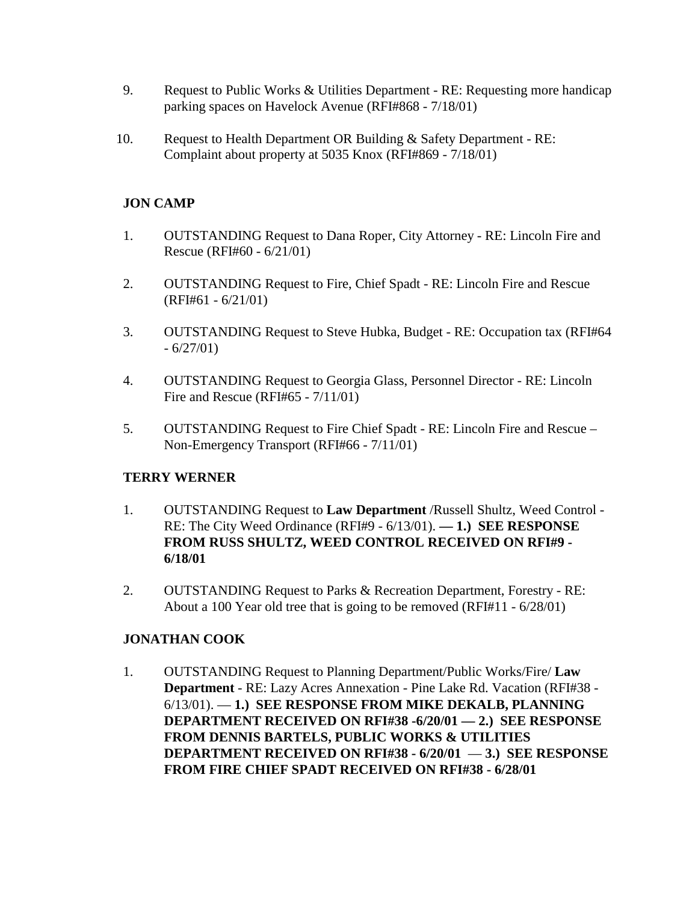9. Request to Public Works & Utilities Department - RE: Requesting more handicap parking spaces on Havelock Avenue (RFI#868 - 7/18/01)

10. Request to Health Department OR Building & Safety Department - RE: Complaint about property at 5035 Knox (RFI#869 - 7/18/01)

**JON CAMP**

1. OUTSTANDING Request to Dana Roper, City Attorney - RE: Lincoln Fire and Rescue (RFI#60 - 6/21/01)

2. OUTSTANDING Request to Fire, Chief Spadt - RE: Lincoln Fire and Rescue (RFI#61 - 6/21/01)

3. OUTSTANDING Request to Steve Hubka, Budget - RE: Occupation tax (RFI#64 - 6/27/01)

4. OUTSTANDING Request to Georgia Glass, Personnel Director - RE: Lincoln Fire and Rescue (RFI#65 - 7/11/01)

5. OUTSTANDING Request to Fire Chief Spadt - RE: Lincoln Fire and Rescue – Non-Emergency Transport (RFI#66 - 7/11/01)

**TERRY WERNER**

1. OUTSTANDING Request to **Law Department** /Russell Shultz, Weed Control - RE: The City Weed Ordinance (RFI#9 - 6/13/01). **— 1.) SEE RESPONSE FROM RUSS SHULTZ, WEED CONTROL RECEIVED ON RFI#9 - 6/18/01**

2. OUTSTANDING Request to Parks & Recreation Department, Forestry - RE: About a 100 Year old tree that is going to be removed (RFI#11 - 6/28/01)

**JONATHAN COOK**

1. OUTSTANDING Request to Planning Department/Public Works/Fire/ **Law Department** - RE: Lazy Acres Annexation - Pine Lake Rd. Vacation (RFI#38 - 6/13/01). — **1.) SEE RESPONSE FROM MIKE DEKALB, PLANNING DEPARTMENT RECEIVED ON RFI#38 -6/20/01 — 2.) SEE RESPONSE FROM DENNIS BARTELS, PUBLIC WORKS & UTILITIES DEPARTMENT RECEIVED ON RFI#38 - 6/20/01** — **3.) SEE RESPONSE FROM FIRE CHIEF SPADT RECEIVED ON RFI#38 - 6/28/01**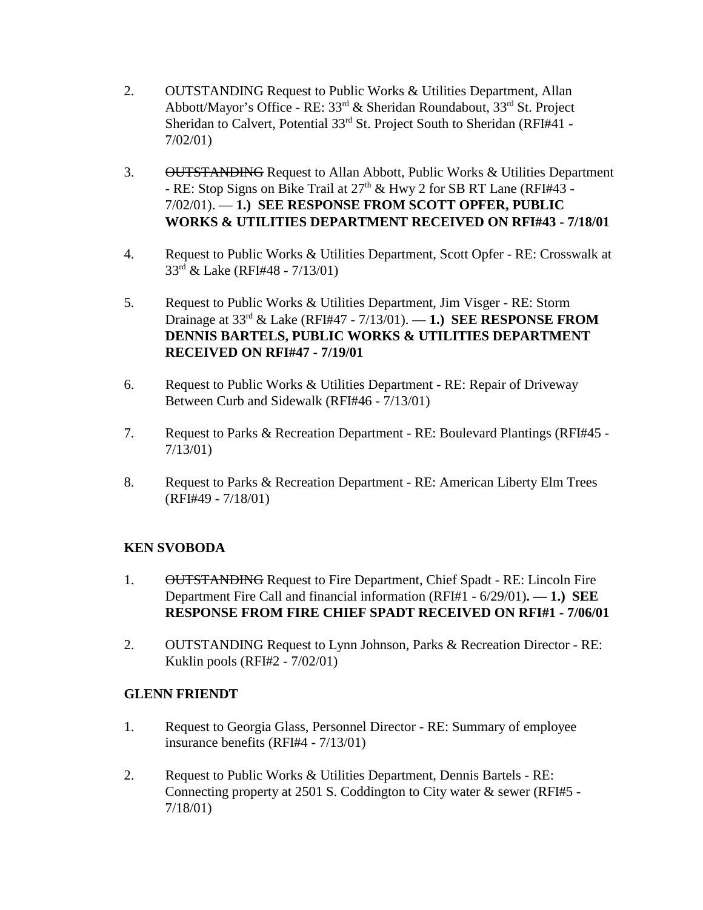2. OUTSTANDING Request to Public Works & Utilities Department, Allan Abbott/Mayor's Office - RE: 33rd & Sheridan Roundabout, 33rd St. Project Sheridan to Calvert, Potential 33rd St. Project South to Sheridan (RFI#41 - 7/02/01)

3. ~~OUTSTANDING~~ Request to Allan Abbott, Public Works & Utilities Department - RE: Stop Signs on Bike Trail at 27th & Hwy 2 for SB RT Lane (RFI#43 - 7/02/01). — **1.) SEE RESPONSE FROM SCOTT OPFER, PUBLIC WORKS & UTILITIES DEPARTMENT RECEIVED ON RFI#43 - 7/18/01**

4. Request to Public Works & Utilities Department, Scott Opfer - RE: Crosswalk at 33rd & Lake (RFI#48 - 7/13/01)

5. Request to Public Works & Utilities Department, Jim Visger - RE: Storm Drainage at 33rd & Lake (RFI#47 - 7/13/01). — **1.) SEE RESPONSE FROM DENNIS BARTELS, PUBLIC WORKS & UTILITIES DEPARTMENT RECEIVED ON RFI#47 - 7/19/01**

6. Request to Public Works & Utilities Department - RE: Repair of Driveway Between Curb and Sidewalk (RFI#46 - 7/13/01)

7. Request to Parks & Recreation Department - RE: Boulevard Plantings (RFI#45 - 7/13/01)

8. Request to Parks & Recreation Department - RE: American Liberty Elm Trees (RFI#49 - 7/18/01)

**KEN SVOBODA**

1. ~~OUTSTANDING~~ Request to Fire Department, Chief Spadt - RE: Lincoln Fire Department Fire Call and financial information (RFI#1 - 6/29/01)**. — 1.) SEE RESPONSE FROM FIRE CHIEF SPADT RECEIVED ON RFI#1 - 7/06/01**

2. OUTSTANDING Request to Lynn Johnson, Parks & Recreation Director - RE: Kuklin pools (RFI#2 - 7/02/01)

**GLENN FRIENDT**

1. Request to Georgia Glass, Personnel Director - RE: Summary of employee insurance benefits (RFI#4 - 7/13/01)

2. Request to Public Works & Utilities Department, Dennis Bartels - RE: Connecting property at 2501 S. Coddington to City water & sewer (RFI#5 - 7/18/01)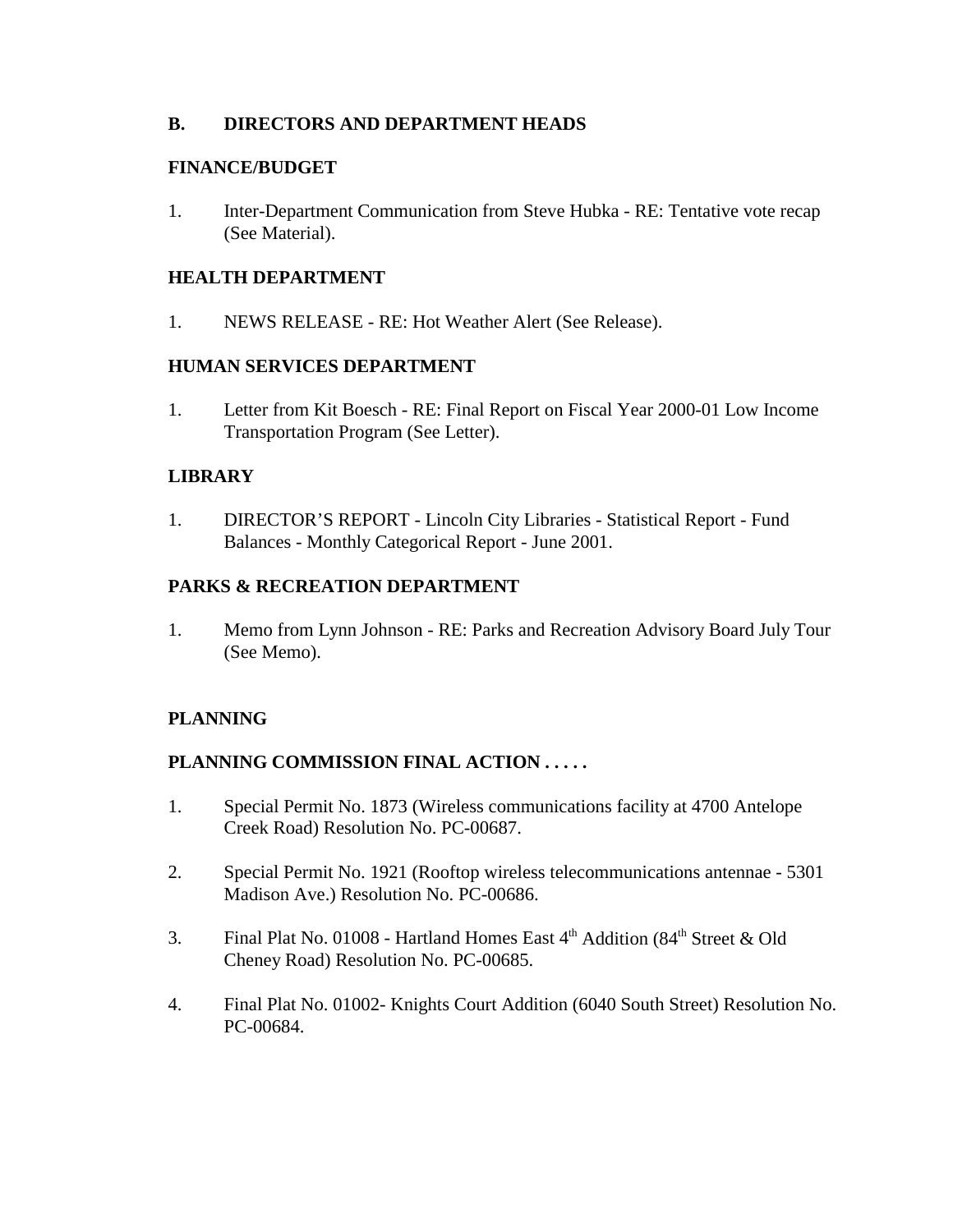## B. DIRECTORS AND DEPARTMENT HEADS

### FINANCE/BUDGET

1. Inter-Department Communication from Steve Hubka - RE: Tentative vote recap (See Material).

### HEALTH DEPARTMENT

1. NEWS RELEASE - RE: Hot Weather Alert (See Release).

### HUMAN SERVICES DEPARTMENT

1. Letter from Kit Boesch - RE: Final Report on Fiscal Year 2000-01 Low Income Transportation Program (See Letter).

### LIBRARY

1. DIRECTOR'S REPORT - Lincoln City Libraries - Statistical Report - Fund Balances - Monthly Categorical Report - June 2001.

### PARKS & RECREATION DEPARTMENT

1. Memo from Lynn Johnson - RE: Parks and Recreation Advisory Board July Tour (See Memo).

### PLANNING

### PLANNING COMMISSION FINAL ACTION . . . . .

1. Special Permit No. 1873 (Wireless communications facility at 4700 Antelope Creek Road) Resolution No. PC-00687.
2. Special Permit No. 1921 (Rooftop wireless telecommunications antennae - 5301 Madison Ave.) Resolution No. PC-00686.
3. Final Plat No. 01008 - Hartland Homes East 4th Addition (84th Street & Old Cheney Road) Resolution No. PC-00685.
4. Final Plat No. 01002- Knights Court Addition (6040 South Street) Resolution No. PC-00684.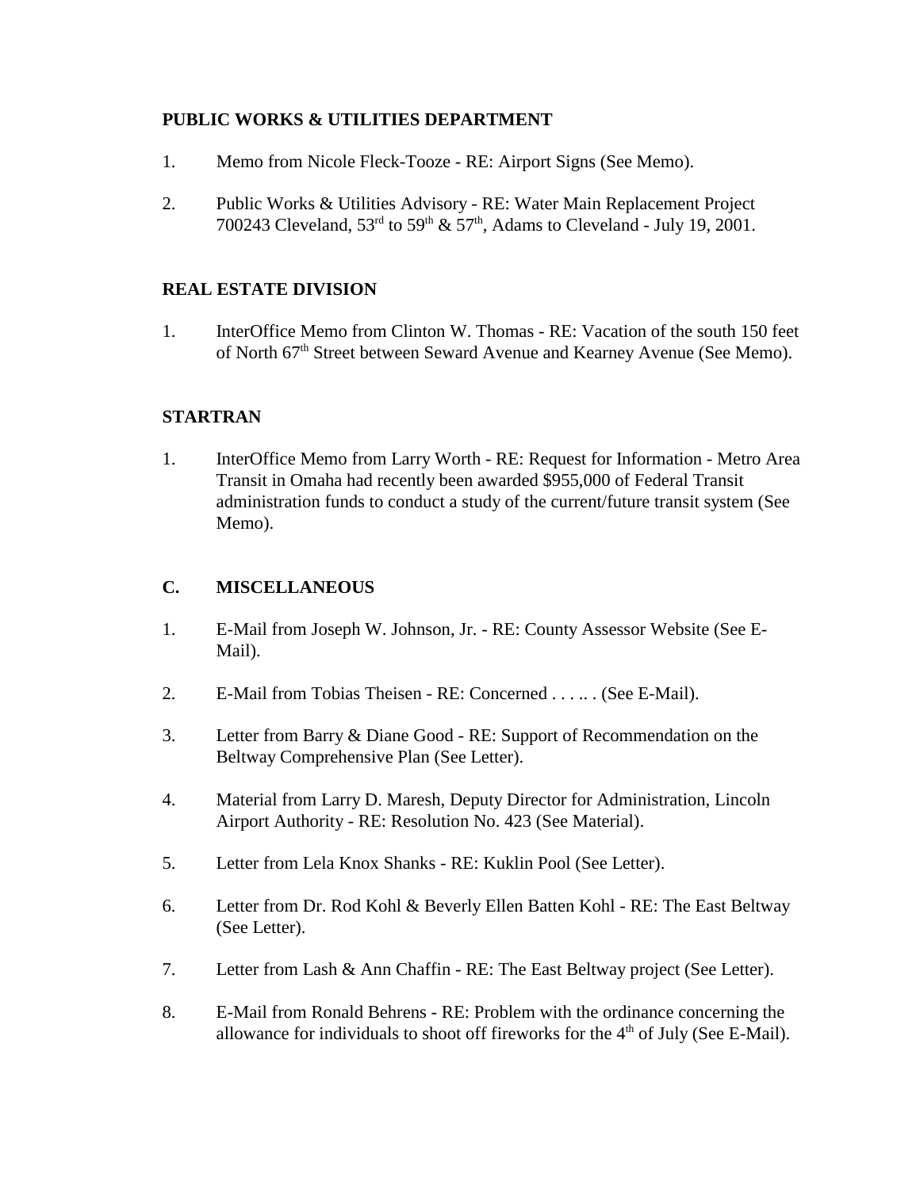**PUBLIC WORKS & UTILITIES DEPARTMENT**

1. Memo from Nicole Fleck-Tooze - RE: Airport Signs (See Memo).

2. Public Works & Utilities Advisory - RE: Water Main Replacement Project 700243 Cleveland, 53rd to 59th & 57th, Adams to Cleveland - July 19, 2001.

**REAL ESTATE DIVISION**

1. InterOffice Memo from Clinton W. Thomas - RE: Vacation of the south 150 feet of North 67th Street between Seward Avenue and Kearney Avenue (See Memo).

**STARTRAN**

1. InterOffice Memo from Larry Worth - RE: Request for Information - Metro Area Transit in Omaha had recently been awarded $955,000 of Federal Transit administration funds to conduct a study of the current/future transit system (See Memo).

**C. MISCELLANEOUS**

1. E-Mail from Joseph W. Johnson, Jr. - RE: County Assessor Website (See E-Mail).

2. E-Mail from Tobias Theisen - RE: Concerned . . . .. . (See E-Mail).

3. Letter from Barry & Diane Good - RE: Support of Recommendation on the Beltway Comprehensive Plan (See Letter).

4. Material from Larry D. Maresh, Deputy Director for Administration, Lincoln Airport Authority - RE: Resolution No. 423 (See Material).

5. Letter from Lela Knox Shanks - RE: Kuklin Pool (See Letter).

6. Letter from Dr. Rod Kohl & Beverly Ellen Batten Kohl - RE: The East Beltway (See Letter).

7. Letter from Lash & Ann Chaffin - RE: The East Beltway project (See Letter).

8. E-Mail from Ronald Behrens - RE: Problem with the ordinance concerning the allowance for individuals to shoot off fireworks for the 4th of July (See E-Mail).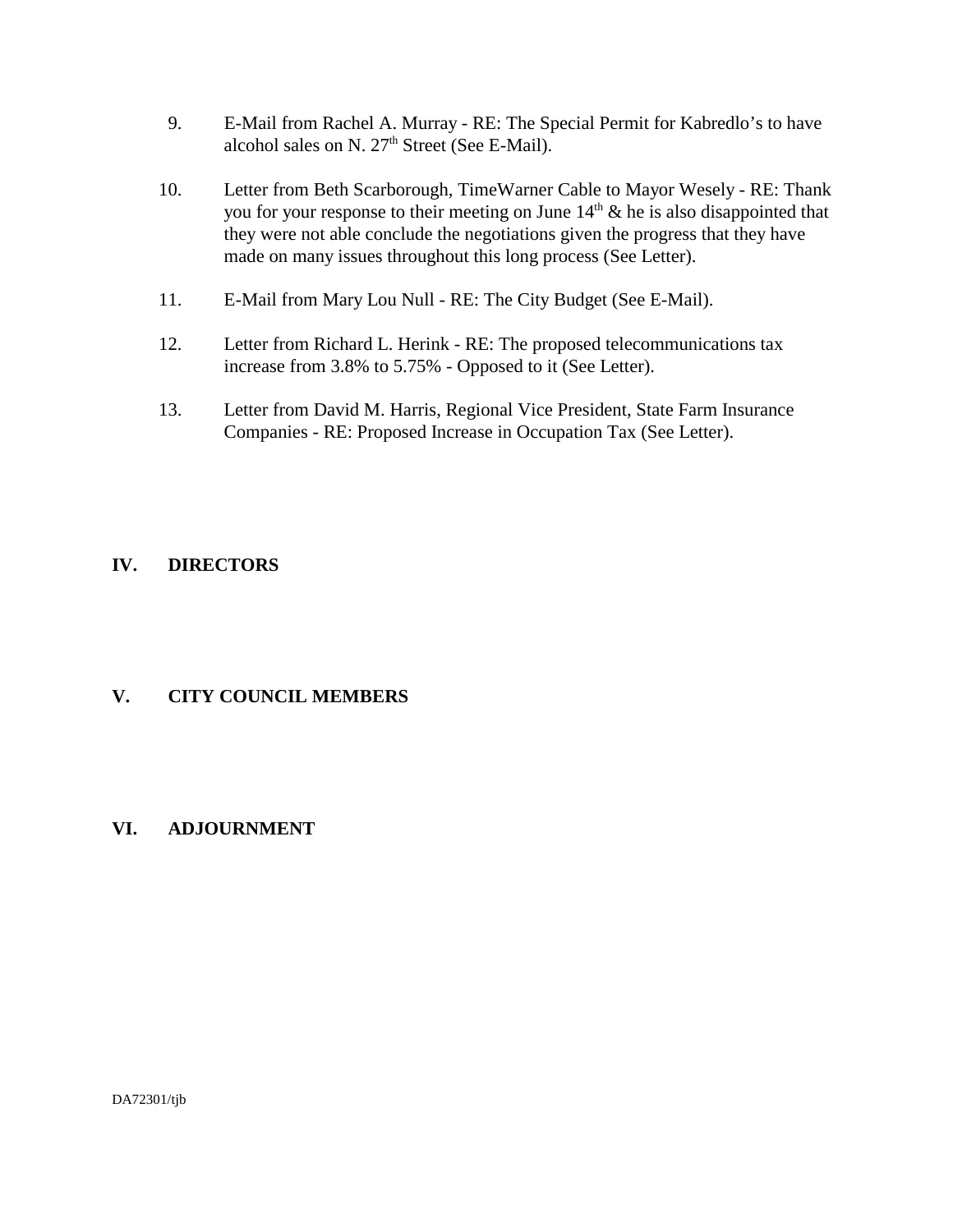9. E-Mail from Rachel A. Murray - RE: The Special Permit for Kabredlo's to have alcohol sales on N. 27th Street (See E-Mail).

10. Letter from Beth Scarborough, TimeWarner Cable to Mayor Wesely - RE: Thank you for your response to their meeting on June 14th & he is also disappointed that they were not able conclude the negotiations given the progress that they have made on many issues throughout this long process (See Letter).

11. E-Mail from Mary Lou Null - RE: The City Budget (See E-Mail).

12. Letter from Richard L. Herink - RE: The proposed telecommunications tax increase from 3.8% to 5.75% - Opposed to it (See Letter).

13. Letter from David M. Harris, Regional Vice President, State Farm Insurance Companies - RE: Proposed Increase in Occupation Tax (See Letter).

## IV. DIRECTORS

## V. CITY COUNCIL MEMBERS

## VI. ADJOURNMENT

DA72301/tjb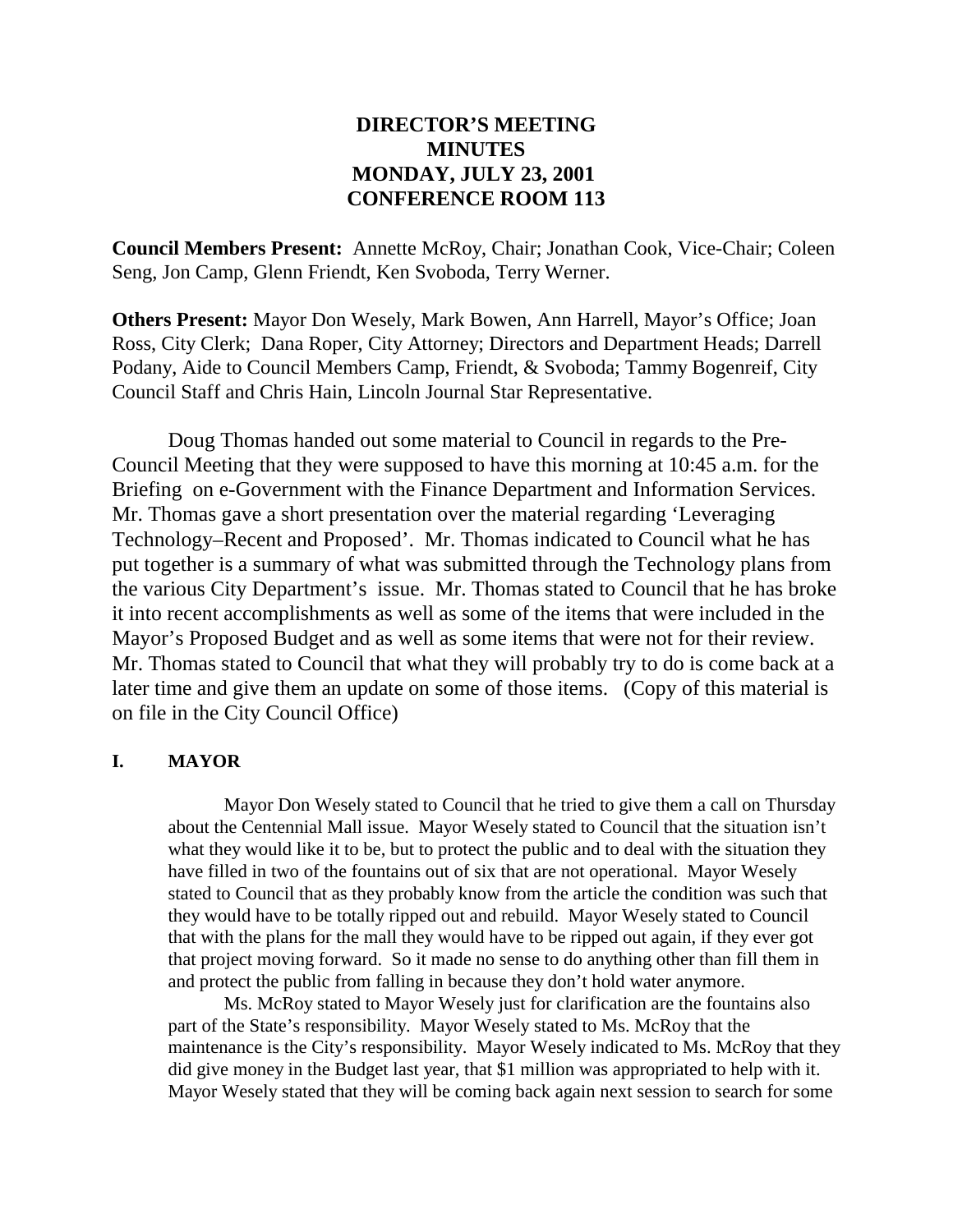# DIRECTOR'S MEETING
# MINUTES
# MONDAY, JULY 23, 2001
# CONFERENCE ROOM 113

**Council Members Present:** Annette McRoy, Chair; Jonathan Cook, Vice-Chair; Coleen Seng, Jon Camp, Glenn Friendt, Ken Svoboda, Terry Werner.

**Others Present:** Mayor Don Wesely, Mark Bowen, Ann Harrell, Mayor's Office; Joan Ross, City Clerk; Dana Roper, City Attorney; Directors and Department Heads; Darrell Podany, Aide to Council Members Camp, Friendt, & Svoboda; Tammy Bogenreif, City Council Staff and Chris Hain, Lincoln Journal Star Representative.

Doug Thomas handed out some material to Council in regards to the Pre-Council Meeting that they were supposed to have this morning at 10:45 a.m. for the Briefing on e-Government with the Finance Department and Information Services. Mr. Thomas gave a short presentation over the material regarding 'Leveraging Technology–Recent and Proposed'. Mr. Thomas indicated to Council what he has put together is a summary of what was submitted through the Technology plans from the various City Department's issue. Mr. Thomas stated to Council that he has broke it into recent accomplishments as well as some of the items that were included in the Mayor's Proposed Budget and as well as some items that were not for their review. Mr. Thomas stated to Council that what they will probably try to do is come back at a later time and give them an update on some of those items. (Copy of this material is on file in the City Council Office)

## I. MAYOR

Mayor Don Wesely stated to Council that he tried to give them a call on Thursday about the Centennial Mall issue. Mayor Wesely stated to Council that the situation isn't what they would like it to be, but to protect the public and to deal with the situation they have filled in two of the fountains out of six that are not operational. Mayor Wesely stated to Council that as they probably know from the article the condition was such that they would have to be totally ripped out and rebuild. Mayor Wesely stated to Council that with the plans for the mall they would have to be ripped out again, if they ever got that project moving forward. So it made no sense to do anything other than fill them in and protect the public from falling in because they don't hold water anymore.

Ms. McRoy stated to Mayor Wesely just for clarification are the fountains also part of the State's responsibility. Mayor Wesely stated to Ms. McRoy that the maintenance is the City's responsibility. Mayor Wesely indicated to Ms. McRoy that they did give money in the Budget last year, that $1 million was appropriated to help with it. Mayor Wesely stated that they will be coming back again next session to search for some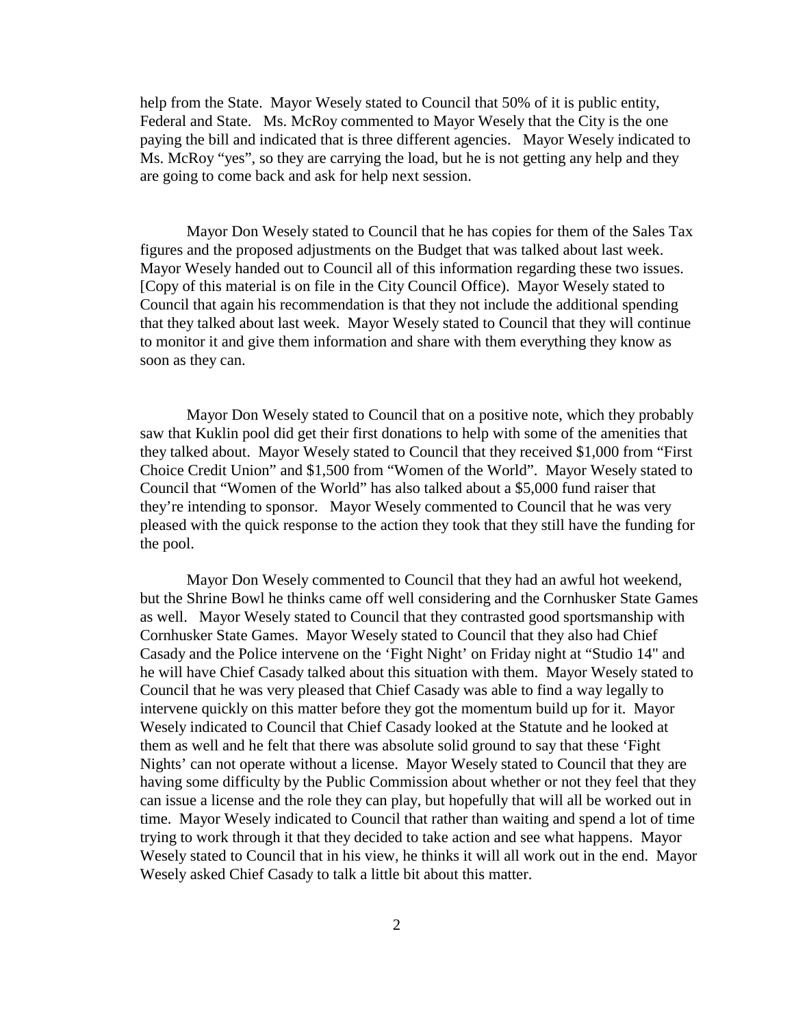help from the State. Mayor Wesely stated to Council that 50% of it is public entity, Federal and State. Ms. McRoy commented to Mayor Wesely that the City is the one paying the bill and indicated that is three different agencies. Mayor Wesely indicated to Ms. McRoy "yes", so they are carrying the load, but he is not getting any help and they are going to come back and ask for help next session.

Mayor Don Wesely stated to Council that he has copies for them of the Sales Tax figures and the proposed adjustments on the Budget that was talked about last week. Mayor Wesely handed out to Council all of this information regarding these two issues. [Copy of this material is on file in the City Council Office). Mayor Wesely stated to Council that again his recommendation is that they not include the additional spending that they talked about last week. Mayor Wesely stated to Council that they will continue to monitor it and give them information and share with them everything they know as soon as they can.

Mayor Don Wesely stated to Council that on a positive note, which they probably saw that Kuklin pool did get their first donations to help with some of the amenities that they talked about. Mayor Wesely stated to Council that they received $1,000 from "First Choice Credit Union" and $1,500 from "Women of the World". Mayor Wesely stated to Council that "Women of the World" has also talked about a $5,000 fund raiser that they're intending to sponsor. Mayor Wesely commented to Council that he was very pleased with the quick response to the action they took that they still have the funding for the pool.

Mayor Don Wesely commented to Council that they had an awful hot weekend, but the Shrine Bowl he thinks came off well considering and the Cornhusker State Games as well. Mayor Wesely stated to Council that they contrasted good sportsmanship with Cornhusker State Games. Mayor Wesely stated to Council that they also had Chief Casady and the Police intervene on the 'Fight Night' on Friday night at "Studio 14" and he will have Chief Casady talked about this situation with them. Mayor Wesely stated to Council that he was very pleased that Chief Casady was able to find a way legally to intervene quickly on this matter before they got the momentum build up for it. Mayor Wesely indicated to Council that Chief Casady looked at the Statute and he looked at them as well and he felt that there was absolute solid ground to say that these 'Fight Nights' can not operate without a license. Mayor Wesely stated to Council that they are having some difficulty by the Public Commission about whether or not they feel that they can issue a license and the role they can play, but hopefully that will all be worked out in time. Mayor Wesely indicated to Council that rather than waiting and spend a lot of time trying to work through it that they decided to take action and see what happens. Mayor Wesely stated to Council that in his view, he thinks it will all work out in the end. Mayor Wesely asked Chief Casady to talk a little bit about this matter.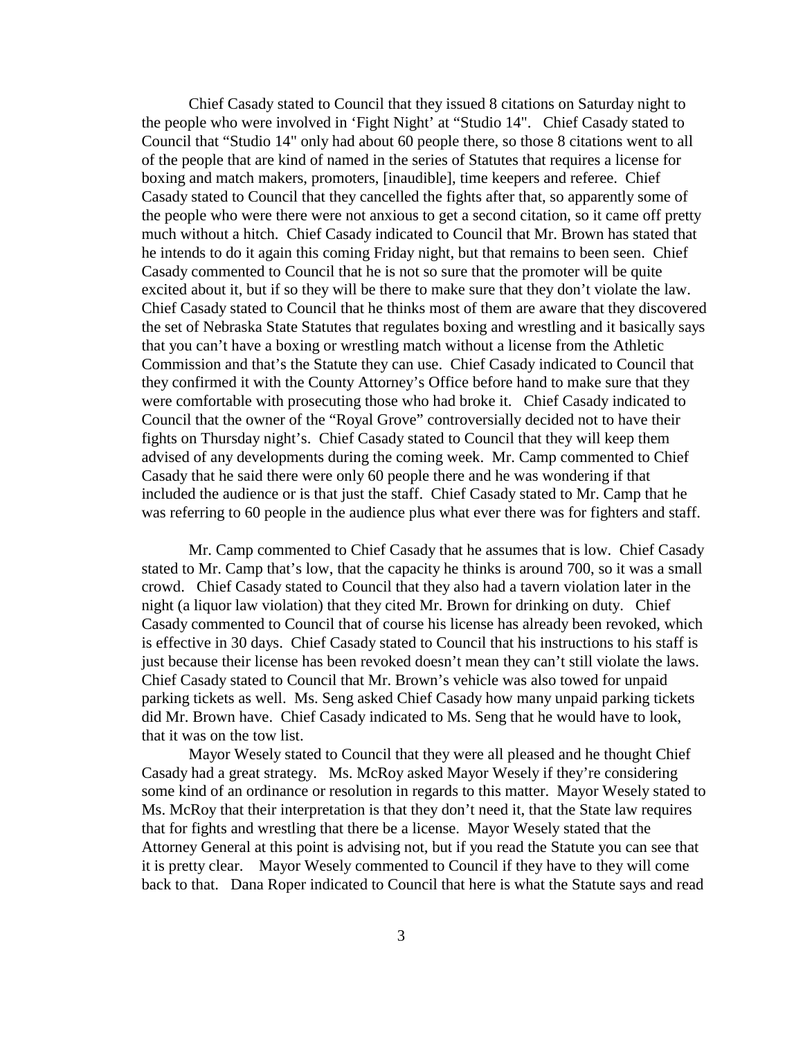Chief Casady stated to Council that they issued 8 citations on Saturday night to the people who were involved in 'Fight Night' at "Studio 14". Chief Casady stated to Council that "Studio 14" only had about 60 people there, so those 8 citations went to all of the people that are kind of named in the series of Statutes that requires a license for boxing and match makers, promoters, [inaudible], time keepers and referee. Chief Casady stated to Council that they cancelled the fights after that, so apparently some of the people who were there were not anxious to get a second citation, so it came off pretty much without a hitch. Chief Casady indicated to Council that Mr. Brown has stated that he intends to do it again this coming Friday night, but that remains to been seen. Chief Casady commented to Council that he is not so sure that the promoter will be quite excited about it, but if so they will be there to make sure that they don't violate the law. Chief Casady stated to Council that he thinks most of them are aware that they discovered the set of Nebraska State Statutes that regulates boxing and wrestling and it basically says that you can't have a boxing or wrestling match without a license from the Athletic Commission and that's the Statute they can use. Chief Casady indicated to Council that they confirmed it with the County Attorney's Office before hand to make sure that they were comfortable with prosecuting those who had broke it. Chief Casady indicated to Council that the owner of the "Royal Grove" controversially decided not to have their fights on Thursday night's. Chief Casady stated to Council that they will keep them advised of any developments during the coming week. Mr. Camp commented to Chief Casady that he said there were only 60 people there and he was wondering if that included the audience or is that just the staff. Chief Casady stated to Mr. Camp that he was referring to 60 people in the audience plus what ever there was for fighters and staff.

Mr. Camp commented to Chief Casady that he assumes that is low. Chief Casady stated to Mr. Camp that's low, that the capacity he thinks is around 700, so it was a small crowd. Chief Casady stated to Council that they also had a tavern violation later in the night (a liquor law violation) that they cited Mr. Brown for drinking on duty. Chief Casady commented to Council that of course his license has already been revoked, which is effective in 30 days. Chief Casady stated to Council that his instructions to his staff is just because their license has been revoked doesn't mean they can't still violate the laws. Chief Casady stated to Council that Mr. Brown's vehicle was also towed for unpaid parking tickets as well. Ms. Seng asked Chief Casady how many unpaid parking tickets did Mr. Brown have. Chief Casady indicated to Ms. Seng that he would have to look, that it was on the tow list.

Mayor Wesely stated to Council that they were all pleased and he thought Chief Casady had a great strategy. Ms. McRoy asked Mayor Wesely if they're considering some kind of an ordinance or resolution in regards to this matter. Mayor Wesely stated to Ms. McRoy that their interpretation is that they don't need it, that the State law requires that for fights and wrestling that there be a license. Mayor Wesely stated that the Attorney General at this point is advising not, but if you read the Statute you can see that it is pretty clear. Mayor Wesely commented to Council if they have to they will come back to that. Dana Roper indicated to Council that here is what the Statute says and read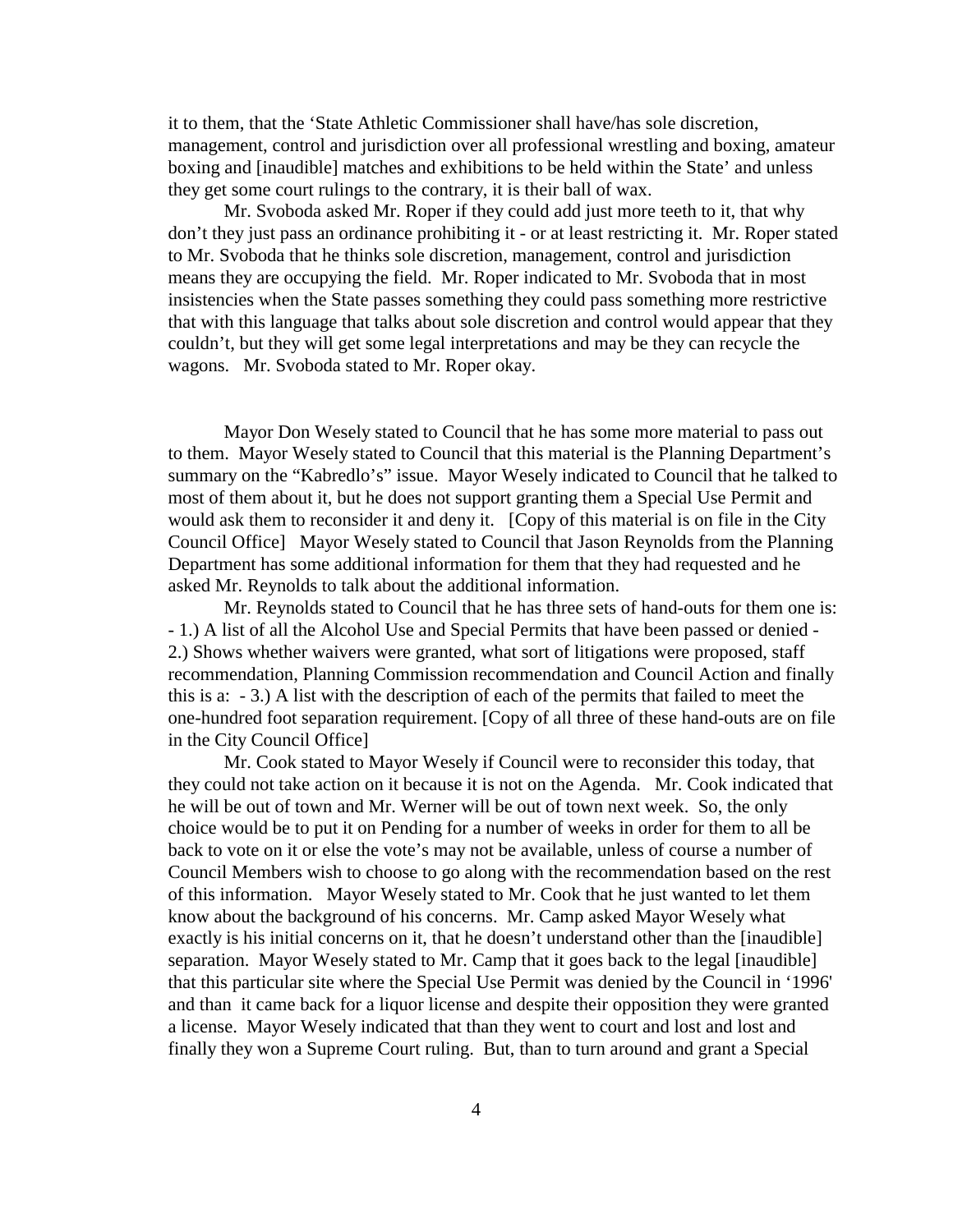it to them, that the 'State Athletic Commissioner shall have/has sole discretion, management, control and jurisdiction over all professional wrestling and boxing, amateur boxing and [inaudible] matches and exhibitions to be held within the State' and unless they get some court rulings to the contrary, it is their ball of wax.

Mr. Svoboda asked Mr. Roper if they could add just more teeth to it, that why don't they just pass an ordinance prohibiting it - or at least restricting it. Mr. Roper stated to Mr. Svoboda that he thinks sole discretion, management, control and jurisdiction means they are occupying the field. Mr. Roper indicated to Mr. Svoboda that in most insistencies when the State passes something they could pass something more restrictive that with this language that talks about sole discretion and control would appear that they couldn't, but they will get some legal interpretations and may be they can recycle the wagons. Mr. Svoboda stated to Mr. Roper okay.

Mayor Don Wesely stated to Council that he has some more material to pass out to them. Mayor Wesely stated to Council that this material is the Planning Department's summary on the "Kabredlo's" issue. Mayor Wesely indicated to Council that he talked to most of them about it, but he does not support granting them a Special Use Permit and would ask them to reconsider it and deny it. [Copy of this material is on file in the City Council Office] Mayor Wesely stated to Council that Jason Reynolds from the Planning Department has some additional information for them that they had requested and he asked Mr. Reynolds to talk about the additional information.

Mr. Reynolds stated to Council that he has three sets of hand-outs for them one is: - 1.) A list of all the Alcohol Use and Special Permits that have been passed or denied - 2.) Shows whether waivers were granted, what sort of litigations were proposed, staff recommendation, Planning Commission recommendation and Council Action and finally this is a: - 3.) A list with the description of each of the permits that failed to meet the one-hundred foot separation requirement. [Copy of all three of these hand-outs are on file in the City Council Office]

Mr. Cook stated to Mayor Wesely if Council were to reconsider this today, that they could not take action on it because it is not on the Agenda. Mr. Cook indicated that he will be out of town and Mr. Werner will be out of town next week. So, the only choice would be to put it on Pending for a number of weeks in order for them to all be back to vote on it or else the vote's may not be available, unless of course a number of Council Members wish to choose to go along with the recommendation based on the rest of this information. Mayor Wesely stated to Mr. Cook that he just wanted to let them know about the background of his concerns. Mr. Camp asked Mayor Wesely what exactly is his initial concerns on it, that he doesn't understand other than the [inaudible] separation. Mayor Wesely stated to Mr. Camp that it goes back to the legal [inaudible] that this particular site where the Special Use Permit was denied by the Council in '1996' and than it came back for a liquor license and despite their opposition they were granted a license. Mayor Wesely indicated that than they went to court and lost and lost and finally they won a Supreme Court ruling. But, than to turn around and grant a Special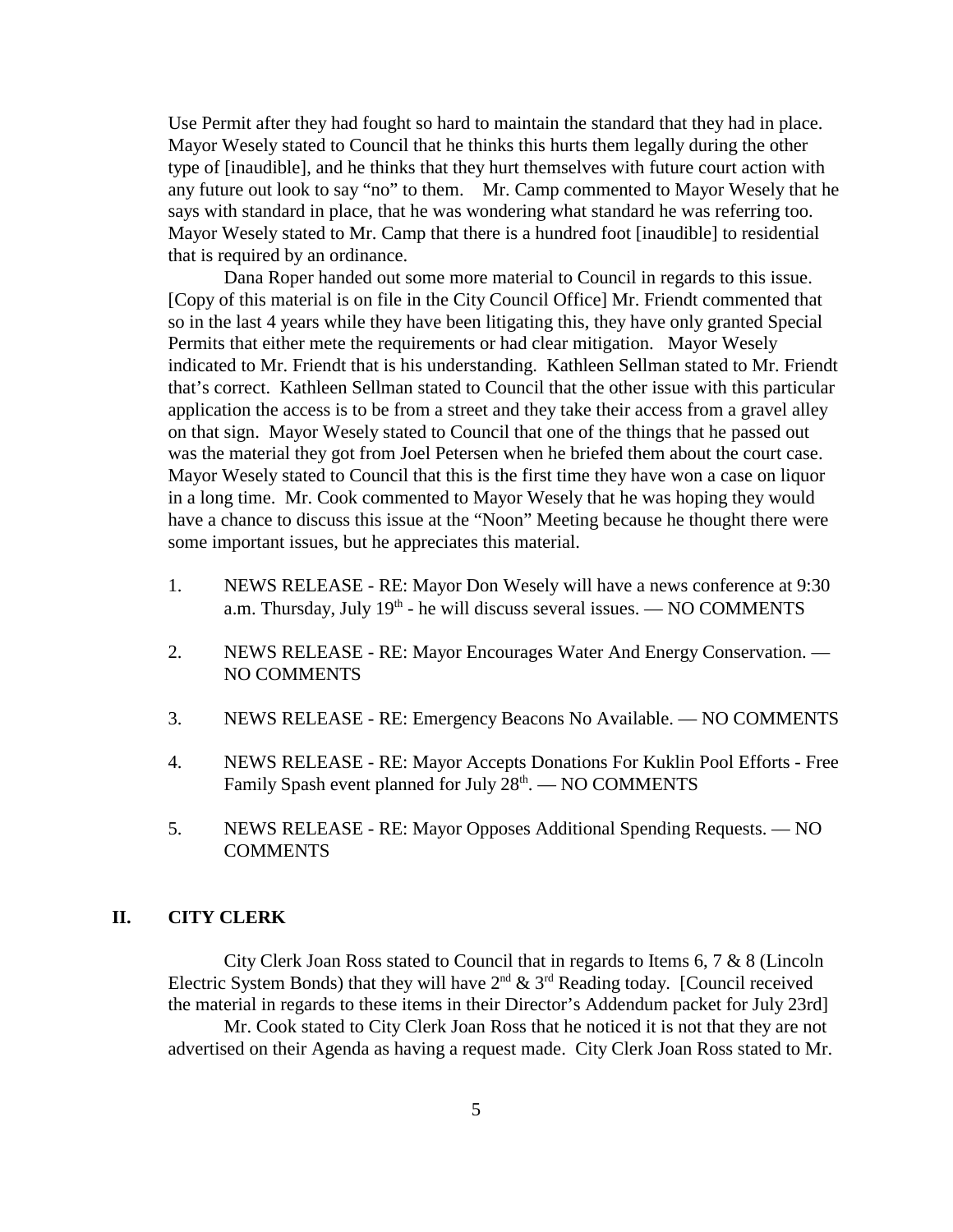Use Permit after they had fought so hard to maintain the standard that they had in place. Mayor Wesely stated to Council that he thinks this hurts them legally during the other type of [inaudible], and he thinks that they hurt themselves with future court action with any future out look to say "no" to them.  Mr. Camp commented to Mayor Wesely that he says with standard in place, that he was wondering what standard he was referring too. Mayor Wesely stated to Mr. Camp that there is a hundred foot [inaudible] to residential that is required by an ordinance.

Dana Roper handed out some more material to Council in regards to this issue. [Copy of this material is on file in the City Council Office] Mr. Friendt commented that so in the last 4 years while they have been litigating this, they have only granted Special Permits that either mete the requirements or had clear mitigation.  Mayor Wesely indicated to Mr. Friendt that is his understanding. Kathleen Sellman stated to Mr. Friendt that's correct. Kathleen Sellman stated to Council that the other issue with this particular application the access is to be from a street and they take their access from a gravel alley on that sign. Mayor Wesely stated to Council that one of the things that he passed out was the material they got from Joel Petersen when he briefed them about the court case. Mayor Wesely stated to Council that this is the first time they have won a case on liquor in a long time. Mr. Cook commented to Mayor Wesely that he was hoping they would have a chance to discuss this issue at the "Noon" Meeting because he thought there were some important issues, but he appreciates this material.

1. NEWS RELEASE - RE: Mayor Don Wesely will have a news conference at 9:30 a.m. Thursday, July 19th - he will discuss several issues. — NO COMMENTS

2. NEWS RELEASE - RE: Mayor Encourages Water And Energy Conservation. — NO COMMENTS

3. NEWS RELEASE - RE: Emergency Beacons No Available. — NO COMMENTS

4. NEWS RELEASE - RE: Mayor Accepts Donations For Kuklin Pool Efforts - Free Family Spash event planned for July 28th. — NO COMMENTS

5. NEWS RELEASE - RE: Mayor Opposes Additional Spending Requests. — NO COMMENTS

## II. CITY CLERK

City Clerk Joan Ross stated to Council that in regards to Items 6, 7 & 8 (Lincoln Electric System Bonds) that they will have 2nd & 3rd Reading today. [Council received the material in regards to these items in their Director's Addendum packet for July 23rd]

Mr. Cook stated to City Clerk Joan Ross that he noticed it is not that they are not advertised on their Agenda as having a request made. City Clerk Joan Ross stated to Mr.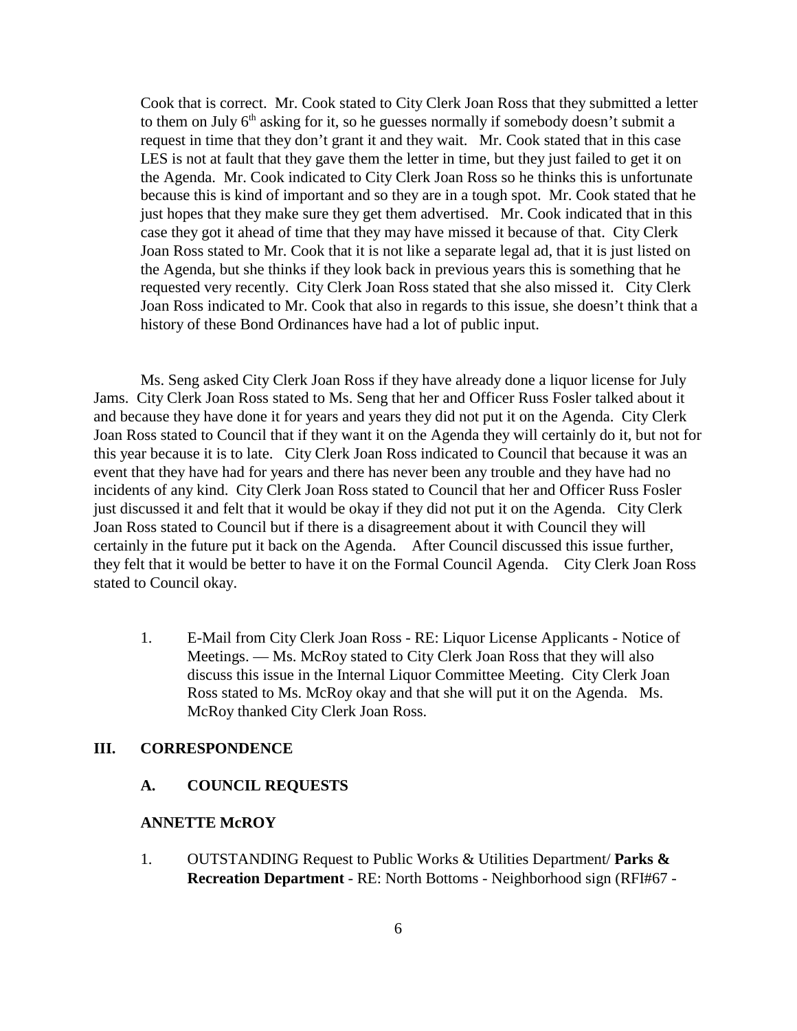Cook that is correct. Mr. Cook stated to City Clerk Joan Ross that they submitted a letter to them on July 6th asking for it, so he guesses normally if somebody doesn't submit a request in time that they don't grant it and they wait. Mr. Cook stated that in this case LES is not at fault that they gave them the letter in time, but they just failed to get it on the Agenda. Mr. Cook indicated to City Clerk Joan Ross so he thinks this is unfortunate because this is kind of important and so they are in a tough spot. Mr. Cook stated that he just hopes that they make sure they get them advertised. Mr. Cook indicated that in this case they got it ahead of time that they may have missed it because of that. City Clerk Joan Ross stated to Mr. Cook that it is not like a separate legal ad, that it is just listed on the Agenda, but she thinks if they look back in previous years this is something that he requested very recently. City Clerk Joan Ross stated that she also missed it. City Clerk Joan Ross indicated to Mr. Cook that also in regards to this issue, she doesn't think that a history of these Bond Ordinances have had a lot of public input.

Ms. Seng asked City Clerk Joan Ross if they have already done a liquor license for July Jams. City Clerk Joan Ross stated to Ms. Seng that her and Officer Russ Fosler talked about it and because they have done it for years and years they did not put it on the Agenda. City Clerk Joan Ross stated to Council that if they want it on the Agenda they will certainly do it, but not for this year because it is to late. City Clerk Joan Ross indicated to Council that because it was an event that they have had for years and there has never been any trouble and they have had no incidents of any kind. City Clerk Joan Ross stated to Council that her and Officer Russ Fosler just discussed it and felt that it would be okay if they did not put it on the Agenda. City Clerk Joan Ross stated to Council but if there is a disagreement about it with Council they will certainly in the future put it back on the Agenda. After Council discussed this issue further, they felt that it would be better to have it on the Formal Council Agenda. City Clerk Joan Ross stated to Council okay.

1. E-Mail from City Clerk Joan Ross - RE: Liquor License Applicants - Notice of Meetings. — Ms. McRoy stated to City Clerk Joan Ross that they will also discuss this issue in the Internal Liquor Committee Meeting. City Clerk Joan Ross stated to Ms. McRoy okay and that she will put it on the Agenda. Ms. McRoy thanked City Clerk Joan Ross.

## III. CORRESPONDENCE

### A. COUNCIL REQUESTS

#### ANNETTE McROY

1. OUTSTANDING Request to Public Works & Utilities Department/ **Parks & Recreation Department** - RE: North Bottoms - Neighborhood sign (RFI#67 -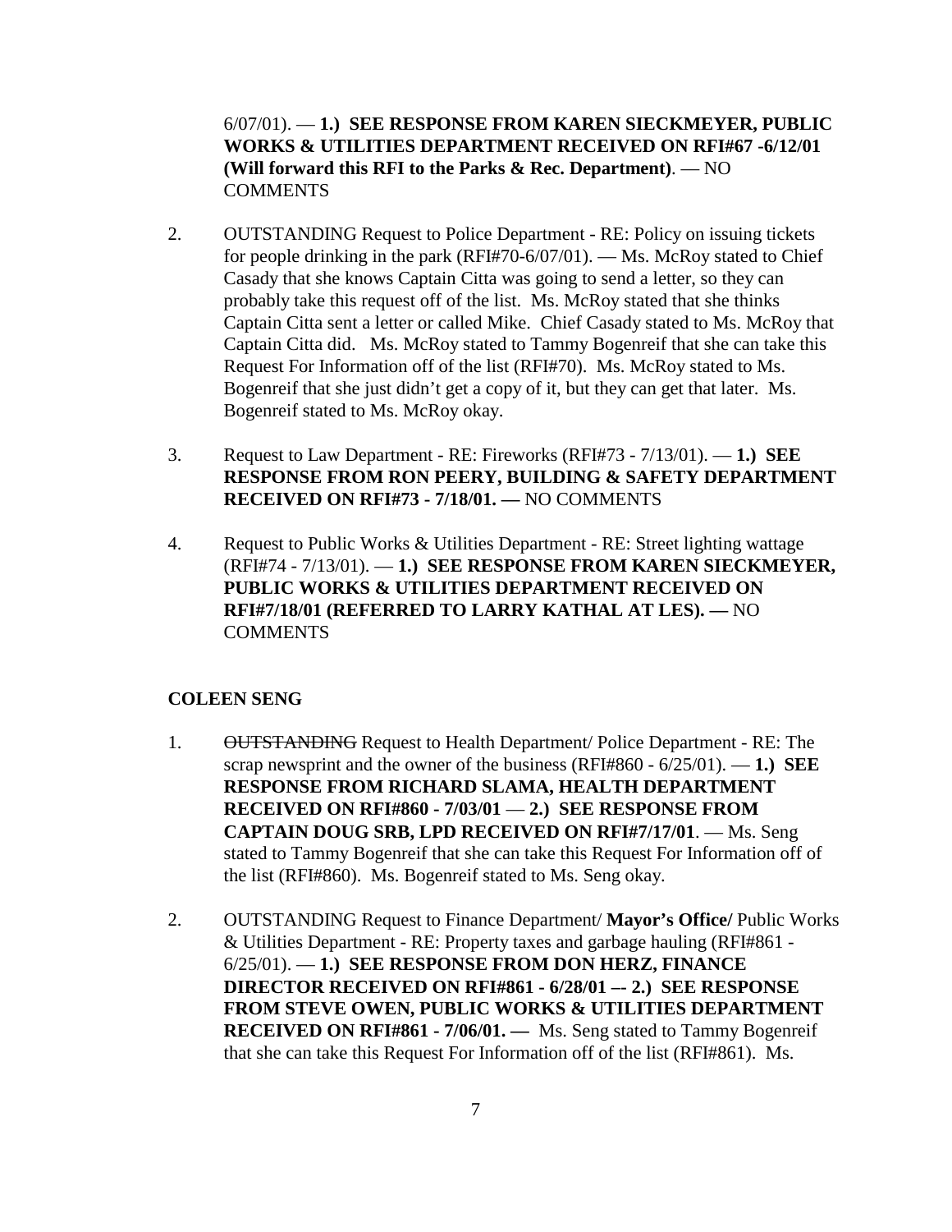6/07/01). — **1.) SEE RESPONSE FROM KAREN SIECKMEYER, PUBLIC WORKS & UTILITIES DEPARTMENT RECEIVED ON RFI#67 -6/12/01 (Will forward this RFI to the Parks & Rec. Department)**. — NO COMMENTS

2. OUTSTANDING Request to Police Department - RE: Policy on issuing tickets for people drinking in the park (RFI#70-6/07/01). — Ms. McRoy stated to Chief Casady that she knows Captain Citta was going to send a letter, so they can probably take this request off of the list. Ms. McRoy stated that she thinks Captain Citta sent a letter or called Mike. Chief Casady stated to Ms. McRoy that Captain Citta did. Ms. McRoy stated to Tammy Bogenreif that she can take this Request For Information off of the list (RFI#70). Ms. McRoy stated to Ms. Bogenreif that she just didn't get a copy of it, but they can get that later. Ms. Bogenreif stated to Ms. McRoy okay.

3. Request to Law Department - RE: Fireworks (RFI#73 - 7/13/01). — **1.) SEE RESPONSE FROM RON PEERY, BUILDING & SAFETY DEPARTMENT RECEIVED ON RFI#73 - 7/18/01. —** NO COMMENTS

4. Request to Public Works & Utilities Department - RE: Street lighting wattage (RFI#74 - 7/13/01). — **1.) SEE RESPONSE FROM KAREN SIECKMEYER, PUBLIC WORKS & UTILITIES DEPARTMENT RECEIVED ON RFI#7/18/01 (REFERRED TO LARRY KATHAL AT LES). —** NO COMMENTS

**COLEEN SENG**

1. ~~OUTSTANDING~~ Request to Health Department/ Police Department - RE: The scrap newsprint and the owner of the business (RFI#860 - 6/25/01). — **1.) SEE RESPONSE FROM RICHARD SLAMA, HEALTH DEPARTMENT RECEIVED ON RFI#860 - 7/03/01** — **2.) SEE RESPONSE FROM CAPTAIN DOUG SRB, LPD RECEIVED ON RFI#7/17/01**. — Ms. Seng stated to Tammy Bogenreif that she can take this Request For Information off of the list (RFI#860). Ms. Bogenreif stated to Ms. Seng okay.

2. OUTSTANDING Request to Finance Department/ **Mayor's Office/** Public Works & Utilities Department - RE: Property taxes and garbage hauling (RFI#861 - 6/25/01). — **1.) SEE RESPONSE FROM DON HERZ, FINANCE DIRECTOR RECEIVED ON RFI#861 - 6/28/01 –- 2.) SEE RESPONSE FROM STEVE OWEN, PUBLIC WORKS & UTILITIES DEPARTMENT RECEIVED ON RFI#861 - 7/06/01. —** Ms. Seng stated to Tammy Bogenreif that she can take this Request For Information off of the list (RFI#861). Ms.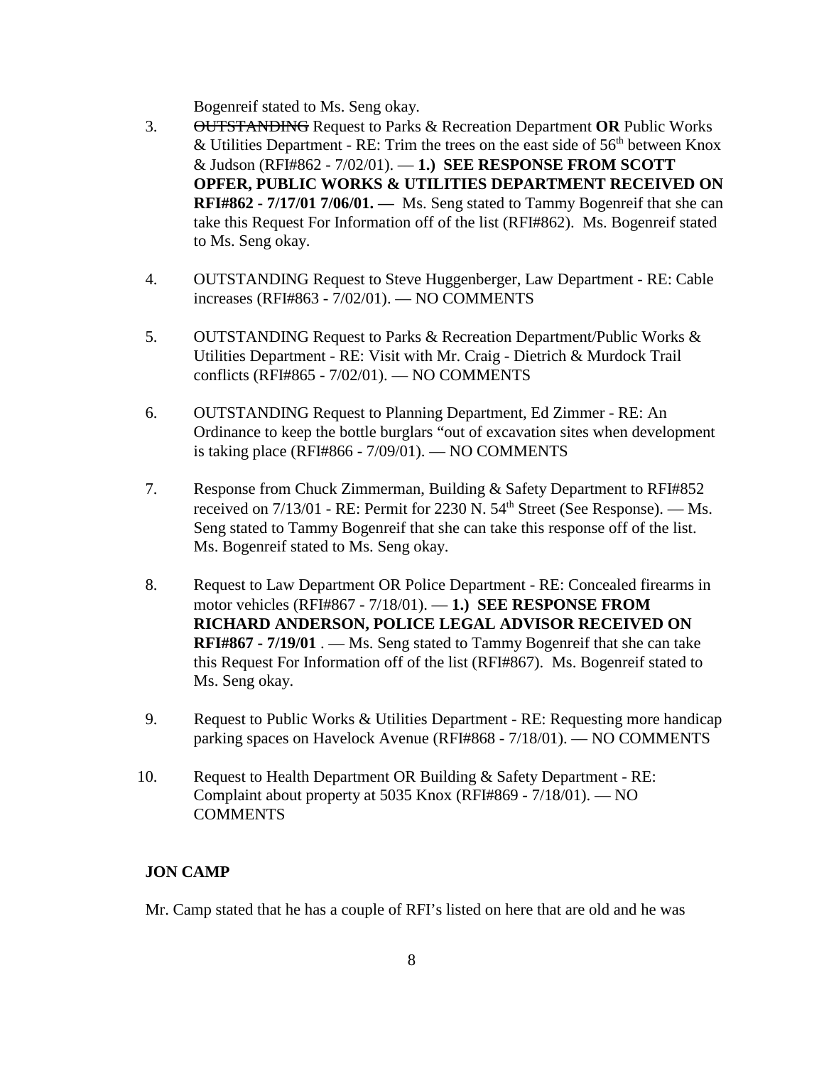Bogenreif stated to Ms. Seng okay.

3. ~~OUTSTANDING~~ Request to Parks & Recreation Department **OR** Public Works & Utilities Department - RE: Trim the trees on the east side of 56th between Knox & Judson (RFI#862 - 7/02/01). — **1.) SEE RESPONSE FROM SCOTT OPFER, PUBLIC WORKS & UTILITIES DEPARTMENT RECEIVED ON RFI#862 - 7/17/01 7/06/01. —** Ms. Seng stated to Tammy Bogenreif that she can take this Request For Information off of the list (RFI#862). Ms. Bogenreif stated to Ms. Seng okay.

4. OUTSTANDING Request to Steve Huggenberger, Law Department - RE: Cable increases (RFI#863 - 7/02/01). — NO COMMENTS

5. OUTSTANDING Request to Parks & Recreation Department/Public Works & Utilities Department - RE: Visit with Mr. Craig - Dietrich & Murdock Trail conflicts (RFI#865 - 7/02/01). — NO COMMENTS

6. OUTSTANDING Request to Planning Department, Ed Zimmer - RE: An Ordinance to keep the bottle burglars "out of excavation sites when development is taking place (RFI#866 - 7/09/01). — NO COMMENTS

7. Response from Chuck Zimmerman, Building & Safety Department to RFI#852 received on 7/13/01 - RE: Permit for 2230 N. 54th Street (See Response). — Ms. Seng stated to Tammy Bogenreif that she can take this response off of the list. Ms. Bogenreif stated to Ms. Seng okay.

8. Request to Law Department OR Police Department - RE: Concealed firearms in motor vehicles (RFI#867 - 7/18/01). — **1.) SEE RESPONSE FROM RICHARD ANDERSON, POLICE LEGAL ADVISOR RECEIVED ON RFI#867 - 7/19/01** . — Ms. Seng stated to Tammy Bogenreif that she can take this Request For Information off of the list (RFI#867). Ms. Bogenreif stated to Ms. Seng okay.

9. Request to Public Works & Utilities Department - RE: Requesting more handicap parking spaces on Havelock Avenue (RFI#868 - 7/18/01). — NO COMMENTS

10. Request to Health Department OR Building & Safety Department - RE: Complaint about property at 5035 Knox (RFI#869 - 7/18/01). — NO COMMENTS

**JON CAMP**

Mr. Camp stated that he has a couple of RFI's listed on here that are old and he was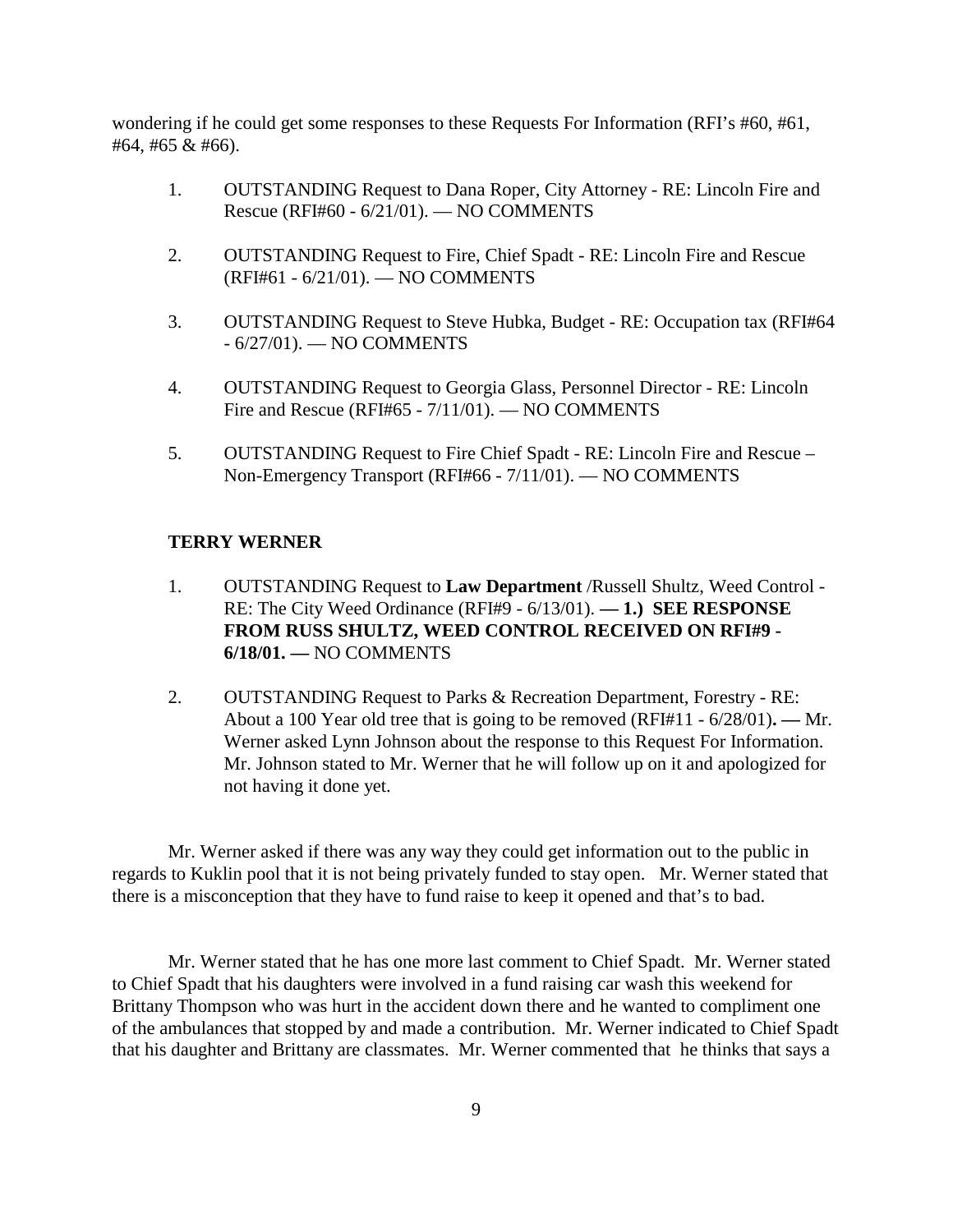wondering if he could get some responses to these Requests For Information (RFI's #60, #61, #64, #65 & #66).

1. OUTSTANDING Request to Dana Roper, City Attorney - RE: Lincoln Fire and Rescue (RFI#60 - 6/21/01). — NO COMMENTS

2. OUTSTANDING Request to Fire, Chief Spadt - RE: Lincoln Fire and Rescue (RFI#61 - 6/21/01). — NO COMMENTS

3. OUTSTANDING Request to Steve Hubka, Budget - RE: Occupation tax (RFI#64 - 6/27/01). — NO COMMENTS

4. OUTSTANDING Request to Georgia Glass, Personnel Director - RE: Lincoln Fire and Rescue (RFI#65 - 7/11/01). — NO COMMENTS

5. OUTSTANDING Request to Fire Chief Spadt - RE: Lincoln Fire and Rescue – Non-Emergency Transport (RFI#66 - 7/11/01). — NO COMMENTS

**TERRY WERNER**

1. OUTSTANDING Request to **Law Department** /Russell Shultz, Weed Control - RE: The City Weed Ordinance (RFI#9 - 6/13/01). **— 1.) SEE RESPONSE FROM RUSS SHULTZ, WEED CONTROL RECEIVED ON RFI#9 - 6/18/01. —** NO COMMENTS

2. OUTSTANDING Request to Parks & Recreation Department, Forestry - RE: About a 100 Year old tree that is going to be removed (RFI#11 - 6/28/01)**. —** Mr. Werner asked Lynn Johnson about the response to this Request For Information. Mr. Johnson stated to Mr. Werner that he will follow up on it and apologized for not having it done yet.

Mr. Werner asked if there was any way they could get information out to the public in regards to Kuklin pool that it is not being privately funded to stay open. Mr. Werner stated that there is a misconception that they have to fund raise to keep it opened and that's to bad.

Mr. Werner stated that he has one more last comment to Chief Spadt. Mr. Werner stated to Chief Spadt that his daughters were involved in a fund raising car wash this weekend for Brittany Thompson who was hurt in the accident down there and he wanted to compliment one of the ambulances that stopped by and made a contribution. Mr. Werner indicated to Chief Spadt that his daughter and Brittany are classmates. Mr. Werner commented that he thinks that says a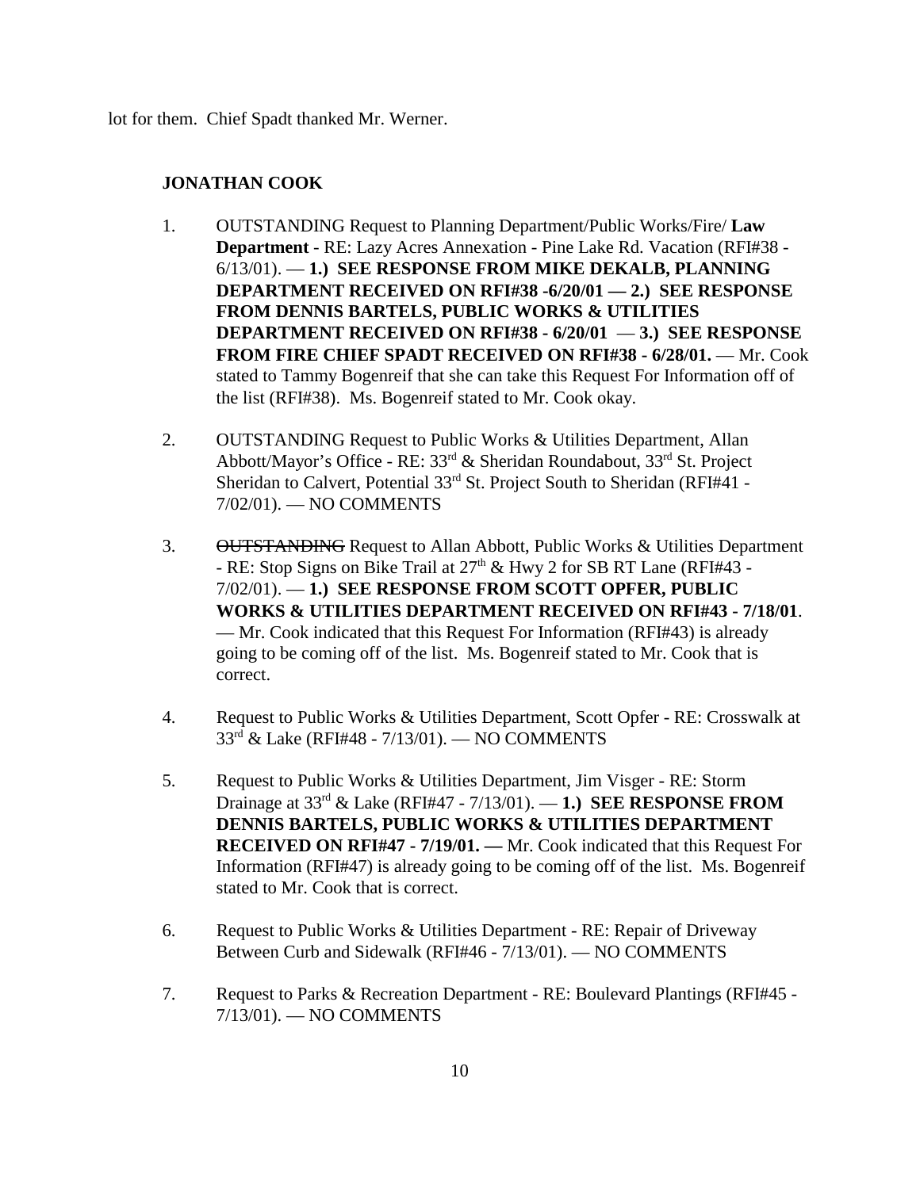lot for them. Chief Spadt thanked Mr. Werner.

**JONATHAN COOK**

1. OUTSTANDING Request to Planning Department/Public Works/Fire/ **Law Department** - RE: Lazy Acres Annexation - Pine Lake Rd. Vacation (RFI#38 - 6/13/01). — **1.) SEE RESPONSE FROM MIKE DEKALB, PLANNING DEPARTMENT RECEIVED ON RFI#38 -6/20/01 — 2.) SEE RESPONSE FROM DENNIS BARTELS, PUBLIC WORKS & UTILITIES DEPARTMENT RECEIVED ON RFI#38 - 6/20/01 — 3.) SEE RESPONSE FROM FIRE CHIEF SPADT RECEIVED ON RFI#38 - 6/28/01.** — Mr. Cook stated to Tammy Bogenreif that she can take this Request For Information off of the list (RFI#38). Ms. Bogenreif stated to Mr. Cook okay.

2. OUTSTANDING Request to Public Works & Utilities Department, Allan Abbott/Mayor's Office - RE: 33rd & Sheridan Roundabout, 33rd St. Project Sheridan to Calvert, Potential 33rd St. Project South to Sheridan (RFI#41 - 7/02/01). — NO COMMENTS

3. ~~OUTSTANDING~~ Request to Allan Abbott, Public Works & Utilities Department - RE: Stop Signs on Bike Trail at 27th & Hwy 2 for SB RT Lane (RFI#43 - 7/02/01). — **1.) SEE RESPONSE FROM SCOTT OPFER, PUBLIC WORKS & UTILITIES DEPARTMENT RECEIVED ON RFI#43 - 7/18/01**. — Mr. Cook indicated that this Request For Information (RFI#43) is already going to be coming off of the list. Ms. Bogenreif stated to Mr. Cook that is correct.

4. Request to Public Works & Utilities Department, Scott Opfer - RE: Crosswalk at 33rd & Lake (RFI#48 - 7/13/01). — NO COMMENTS

5. Request to Public Works & Utilities Department, Jim Visger - RE: Storm Drainage at 33rd & Lake (RFI#47 - 7/13/01). — **1.) SEE RESPONSE FROM DENNIS BARTELS, PUBLIC WORKS & UTILITIES DEPARTMENT RECEIVED ON RFI#47 - 7/19/01. —** Mr. Cook indicated that this Request For Information (RFI#47) is already going to be coming off of the list. Ms. Bogenreif stated to Mr. Cook that is correct.

6. Request to Public Works & Utilities Department - RE: Repair of Driveway Between Curb and Sidewalk (RFI#46 - 7/13/01). — NO COMMENTS

7. Request to Parks & Recreation Department - RE: Boulevard Plantings (RFI#45 - 7/13/01). — NO COMMENTS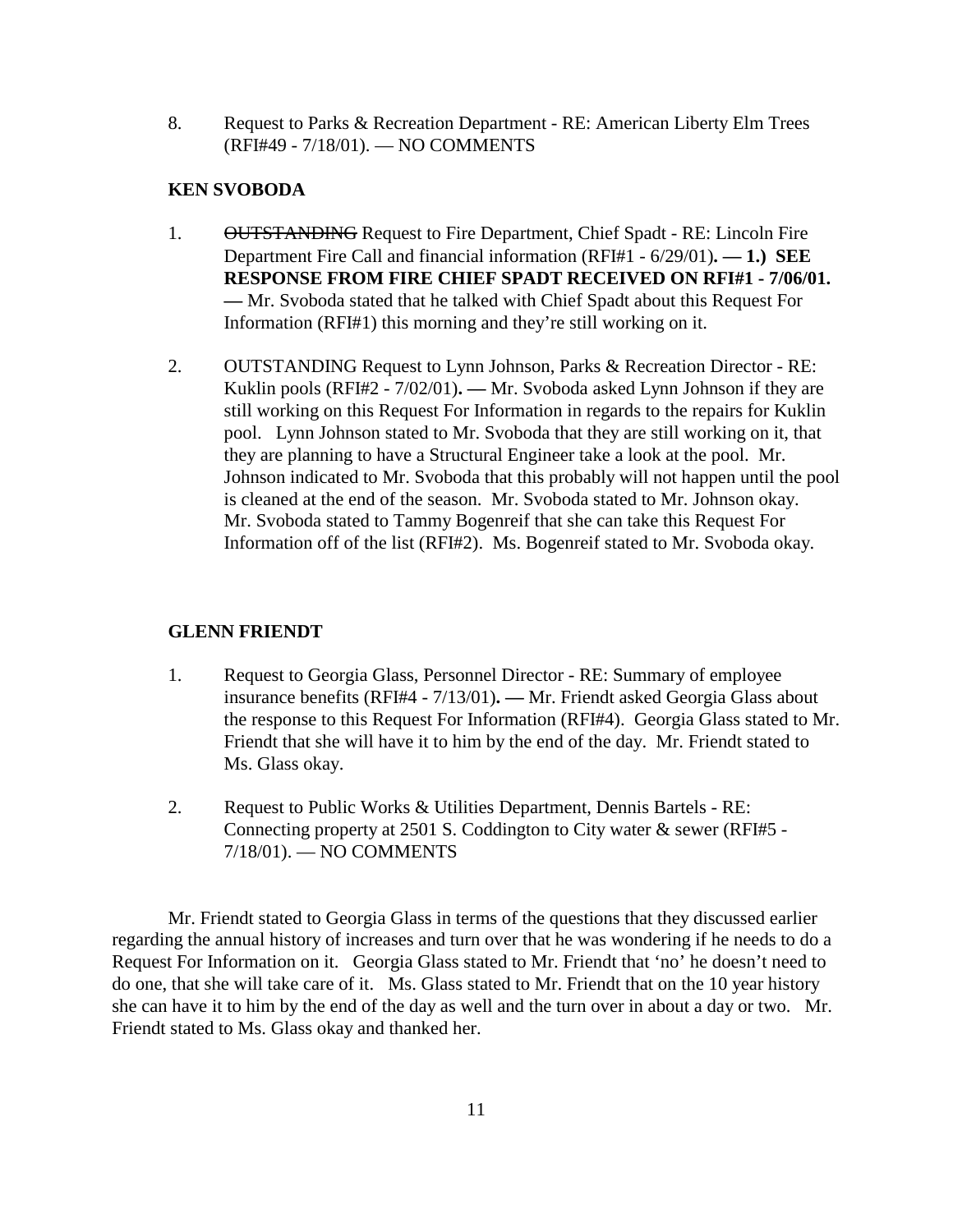8. Request to Parks & Recreation Department - RE: American Liberty Elm Trees (RFI#49 - 7/18/01). — NO COMMENTS

**KEN SVOBODA**

1. ~~OUTSTANDING~~ Request to Fire Department, Chief Spadt - RE: Lincoln Fire Department Fire Call and financial information (RFI#1 - 6/29/01)**. — 1.) SEE RESPONSE FROM FIRE CHIEF SPADT RECEIVED ON RFI#1 - 7/06/01. —** Mr. Svoboda stated that he talked with Chief Spadt about this Request For Information (RFI#1) this morning and they're still working on it.

2. OUTSTANDING Request to Lynn Johnson, Parks & Recreation Director - RE: Kuklin pools (RFI#2 - 7/02/01)**. —** Mr. Svoboda asked Lynn Johnson if they are still working on this Request For Information in regards to the repairs for Kuklin pool. Lynn Johnson stated to Mr. Svoboda that they are still working on it, that they are planning to have a Structural Engineer take a look at the pool. Mr. Johnson indicated to Mr. Svoboda that this probably will not happen until the pool is cleaned at the end of the season. Mr. Svoboda stated to Mr. Johnson okay. Mr. Svoboda stated to Tammy Bogenreif that she can take this Request For Information off of the list (RFI#2). Ms. Bogenreif stated to Mr. Svoboda okay.

**GLENN FRIENDT**

1. Request to Georgia Glass, Personnel Director - RE: Summary of employee insurance benefits (RFI#4 - 7/13/01)**. —** Mr. Friendt asked Georgia Glass about the response to this Request For Information (RFI#4). Georgia Glass stated to Mr. Friendt that she will have it to him by the end of the day. Mr. Friendt stated to Ms. Glass okay.

2. Request to Public Works & Utilities Department, Dennis Bartels - RE: Connecting property at 2501 S. Coddington to City water & sewer (RFI#5 - 7/18/01). — NO COMMENTS

Mr. Friendt stated to Georgia Glass in terms of the questions that they discussed earlier regarding the annual history of increases and turn over that he was wondering if he needs to do a Request For Information on it. Georgia Glass stated to Mr. Friendt that 'no' he doesn't need to do one, that she will take care of it. Ms. Glass stated to Mr. Friendt that on the 10 year history she can have it to him by the end of the day as well and the turn over in about a day or two. Mr. Friendt stated to Ms. Glass okay and thanked her.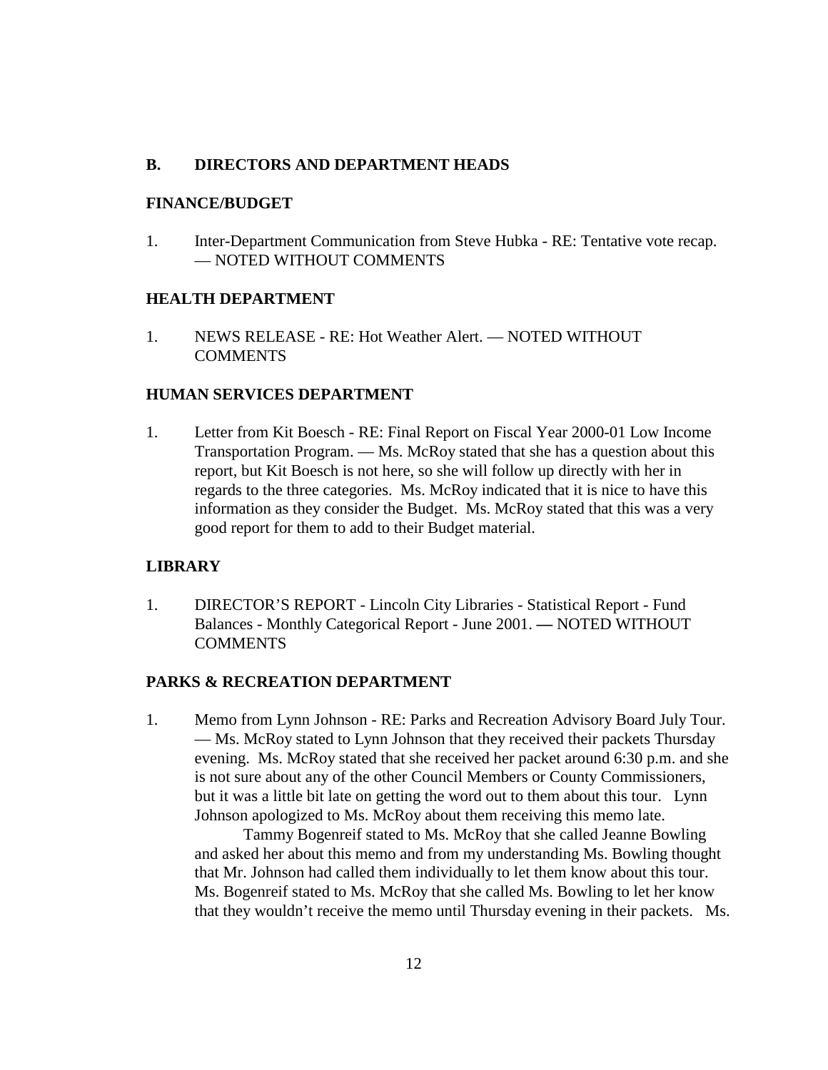## B. DIRECTORS AND DEPARTMENT HEADS

**FINANCE/BUDGET**

1. Inter-Department Communication from Steve Hubka - RE: Tentative vote recap. — NOTED WITHOUT COMMENTS

**HEALTH DEPARTMENT**

1. NEWS RELEASE - RE: Hot Weather Alert. — NOTED WITHOUT COMMENTS

**HUMAN SERVICES DEPARTMENT**

1. Letter from Kit Boesch - RE: Final Report on Fiscal Year 2000-01 Low Income Transportation Program. — Ms. McRoy stated that she has a question about this report, but Kit Boesch is not here, so she will follow up directly with her in regards to the three categories. Ms. McRoy indicated that it is nice to have this information as they consider the Budget. Ms. McRoy stated that this was a very good report for them to add to their Budget material.

**LIBRARY**

1. DIRECTOR'S REPORT - Lincoln City Libraries - Statistical Report - Fund Balances - Monthly Categorical Report - June 2001. — NOTED WITHOUT COMMENTS

**PARKS & RECREATION DEPARTMENT**

1. Memo from Lynn Johnson - RE: Parks and Recreation Advisory Board July Tour. — Ms. McRoy stated to Lynn Johnson that they received their packets Thursday evening. Ms. McRoy stated that she received her packet around 6:30 p.m. and she is not sure about any of the other Council Members or County Commissioners, but it was a little bit late on getting the word out to them about this tour. Lynn Johnson apologized to Ms. McRoy about them receiving this memo late.

   Tammy Bogenreif stated to Ms. McRoy that she called Jeanne Bowling and asked her about this memo and from my understanding Ms. Bowling thought that Mr. Johnson had called them individually to let them know about this tour. Ms. Bogenreif stated to Ms. McRoy that she called Ms. Bowling to let her know that they wouldn't receive the memo until Thursday evening in their packets. Ms.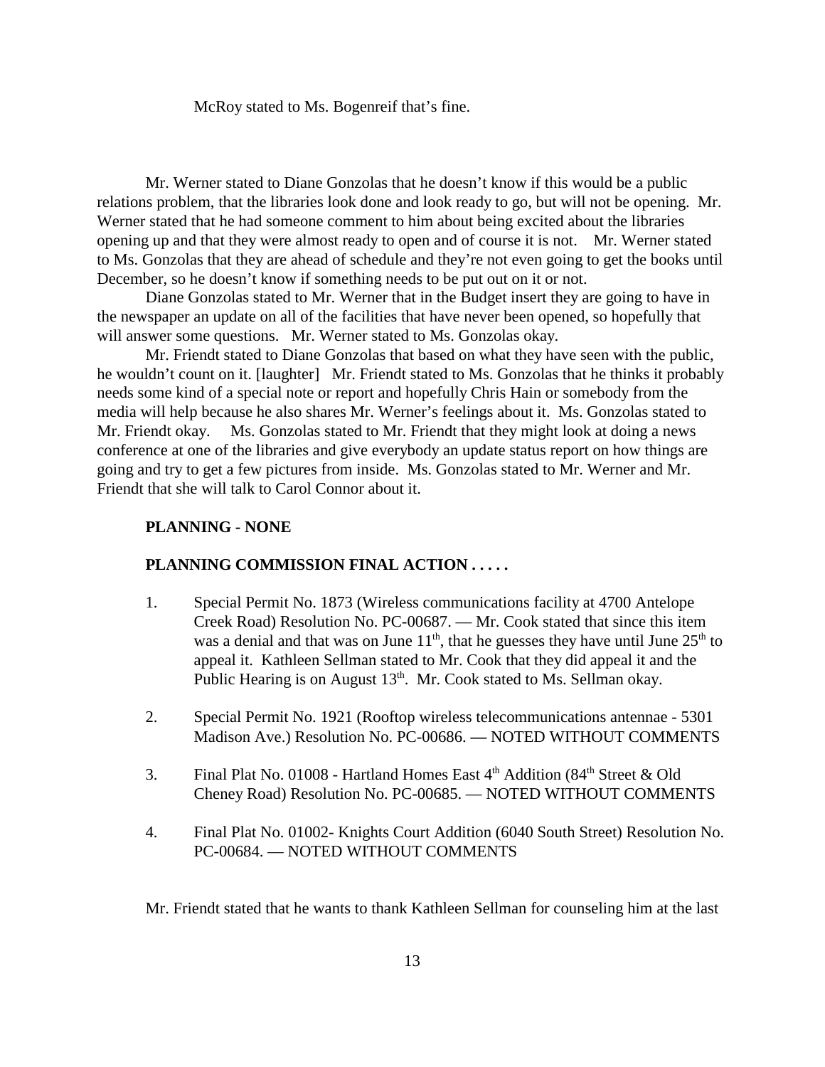McRoy stated to Ms. Bogenreif that's fine.

Mr. Werner stated to Diane Gonzolas that he doesn't know if this would be a public relations problem, that the libraries look done and look ready to go, but will not be opening. Mr. Werner stated that he had someone comment to him about being excited about the libraries opening up and that they were almost ready to open and of course it is not. Mr. Werner stated to Ms. Gonzolas that they are ahead of schedule and they're not even going to get the books until December, so he doesn't know if something needs to be put out on it or not.

Diane Gonzolas stated to Mr. Werner that in the Budget insert they are going to have in the newspaper an update on all of the facilities that have never been opened, so hopefully that will answer some questions. Mr. Werner stated to Ms. Gonzolas okay.

Mr. Friendt stated to Diane Gonzolas that based on what they have seen with the public, he wouldn't count on it. [laughter] Mr. Friendt stated to Ms. Gonzolas that he thinks it probably needs some kind of a special note or report and hopefully Chris Hain or somebody from the media will help because he also shares Mr. Werner's feelings about it. Ms. Gonzolas stated to Mr. Friendt okay. Ms. Gonzolas stated to Mr. Friendt that they might look at doing a news conference at one of the libraries and give everybody an update status report on how things are going and try to get a few pictures from inside. Ms. Gonzolas stated to Mr. Werner and Mr. Friendt that she will talk to Carol Connor about it.

**PLANNING - NONE**

**PLANNING COMMISSION FINAL ACTION . . . . .**

1. Special Permit No. 1873 (Wireless communications facility at 4700 Antelope Creek Road) Resolution No. PC-00687. — Mr. Cook stated that since this item was a denial and that was on June 11th, that he guesses they have until June 25th to appeal it. Kathleen Sellman stated to Mr. Cook that they did appeal it and the Public Hearing is on August 13th. Mr. Cook stated to Ms. Sellman okay.

2. Special Permit No. 1921 (Rooftop wireless telecommunications antennae - 5301 Madison Ave.) Resolution No. PC-00686. — NOTED WITHOUT COMMENTS

3. Final Plat No. 01008 - Hartland Homes East 4th Addition (84th Street & Old Cheney Road) Resolution No. PC-00685. — NOTED WITHOUT COMMENTS

4. Final Plat No. 01002- Knights Court Addition (6040 South Street) Resolution No. PC-00684. — NOTED WITHOUT COMMENTS

Mr. Friendt stated that he wants to thank Kathleen Sellman for counseling him at the last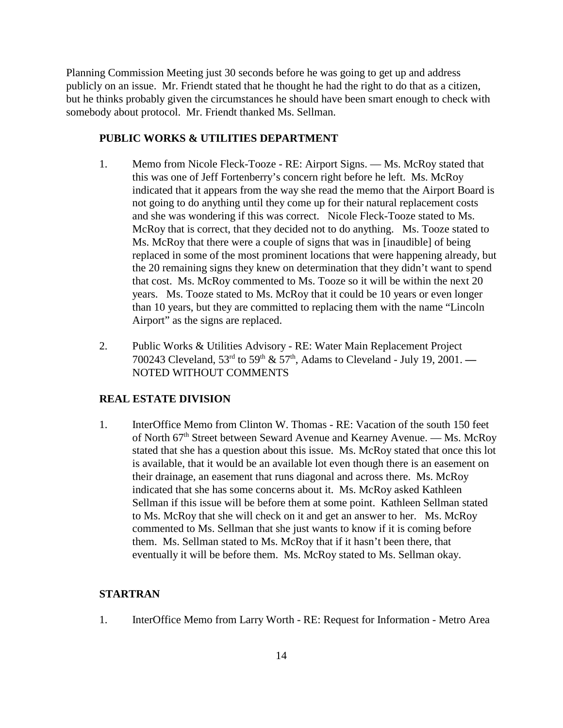Planning Commission Meeting just 30 seconds before he was going to get up and address publicly on an issue. Mr. Friendt stated that he thought he had the right to do that as a citizen, but he thinks probably given the circumstances he should have been smart enough to check with somebody about protocol. Mr. Friendt thanked Ms. Sellman.

**PUBLIC WORKS & UTILITIES DEPARTMENT**

1. Memo from Nicole Fleck-Tooze - RE: Airport Signs. — Ms. McRoy stated that this was one of Jeff Fortenberry's concern right before he left. Ms. McRoy indicated that it appears from the way she read the memo that the Airport Board is not going to do anything until they come up for their natural replacement costs and she was wondering if this was correct. Nicole Fleck-Tooze stated to Ms. McRoy that is correct, that they decided not to do anything. Ms. Tooze stated to Ms. McRoy that there were a couple of signs that was in [inaudible] of being replaced in some of the most prominent locations that were happening already, but the 20 remaining signs they knew on determination that they didn't want to spend that cost. Ms. McRoy commented to Ms. Tooze so it will be within the next 20 years. Ms. Tooze stated to Ms. McRoy that it could be 10 years or even longer than 10 years, but they are committed to replacing them with the name "Lincoln Airport" as the signs are replaced.

2. Public Works & Utilities Advisory - RE: Water Main Replacement Project 700243 Cleveland, 53rd to 59th & 57th, Adams to Cleveland - July 19, 2001. — NOTED WITHOUT COMMENTS

**REAL ESTATE DIVISION**

1. InterOffice Memo from Clinton W. Thomas - RE: Vacation of the south 150 feet of North 67th Street between Seward Avenue and Kearney Avenue. — Ms. McRoy stated that she has a question about this issue. Ms. McRoy stated that once this lot is available, that it would be an available lot even though there is an easement on their drainage, an easement that runs diagonal and across there. Ms. McRoy indicated that she has some concerns about it. Ms. McRoy asked Kathleen Sellman if this issue will be before them at some point. Kathleen Sellman stated to Ms. McRoy that she will check on it and get an answer to her. Ms. McRoy commented to Ms. Sellman that she just wants to know if it is coming before them. Ms. Sellman stated to Ms. McRoy that if it hasn't been there, that eventually it will be before them. Ms. McRoy stated to Ms. Sellman okay.

**STARTRAN**

1. InterOffice Memo from Larry Worth - RE: Request for Information - Metro Area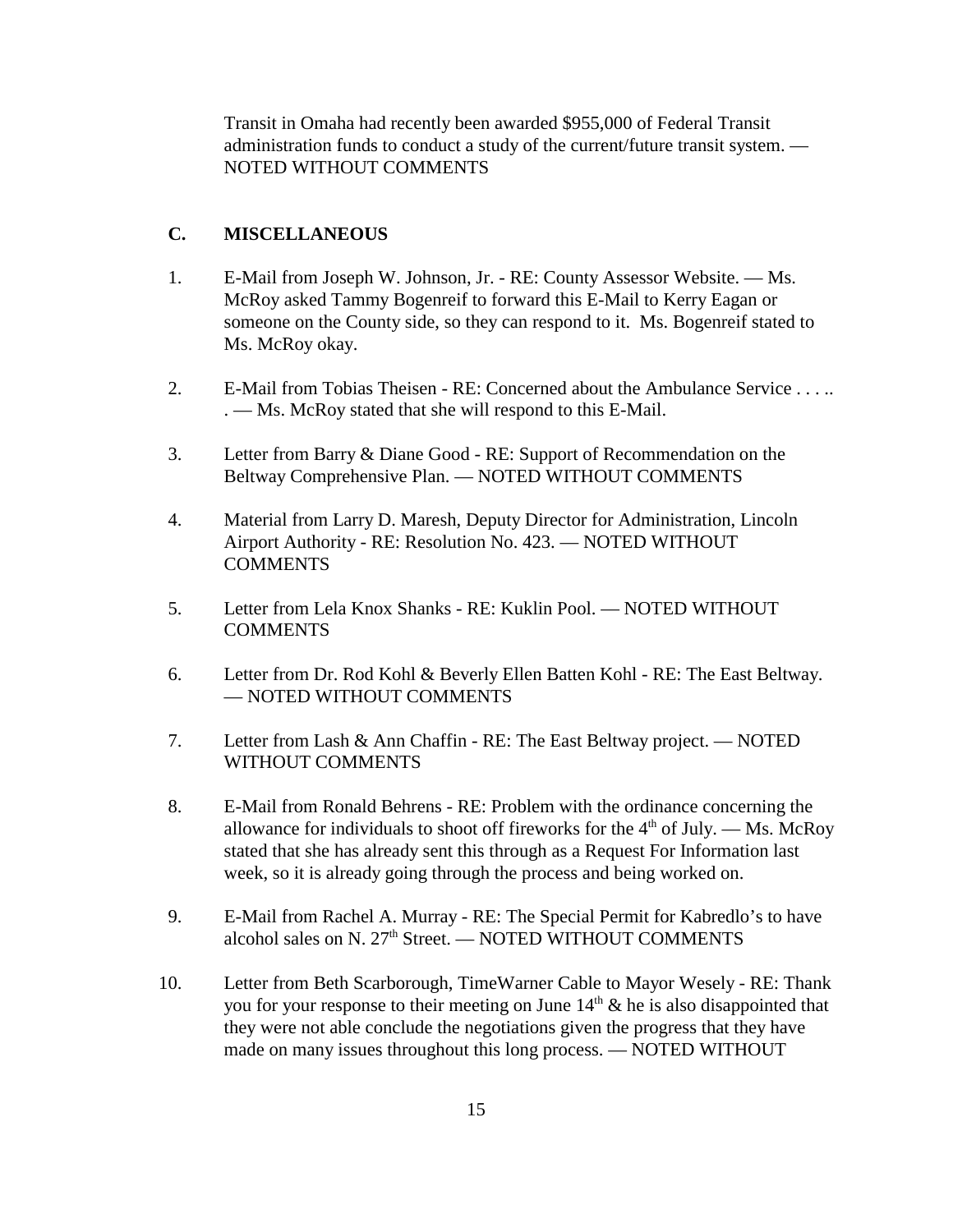Transit in Omaha had recently been awarded $955,000 of Federal Transit administration funds to conduct a study of the current/future transit system. — NOTED WITHOUT COMMENTS

## C. MISCELLANEOUS

1. E-Mail from Joseph W. Johnson, Jr. - RE: County Assessor Website. — Ms. McRoy asked Tammy Bogenreif to forward this E-Mail to Kerry Eagan or someone on the County side, so they can respond to it. Ms. Bogenreif stated to Ms. McRoy okay.

2. E-Mail from Tobias Theisen - RE: Concerned about the Ambulance Service . . . . . . — Ms. McRoy stated that she will respond to this E-Mail.

3. Letter from Barry & Diane Good - RE: Support of Recommendation on the Beltway Comprehensive Plan. — NOTED WITHOUT COMMENTS

4. Material from Larry D. Maresh, Deputy Director for Administration, Lincoln Airport Authority - RE: Resolution No. 423. — NOTED WITHOUT COMMENTS

5. Letter from Lela Knox Shanks - RE: Kuklin Pool. — NOTED WITHOUT COMMENTS

6. Letter from Dr. Rod Kohl & Beverly Ellen Batten Kohl - RE: The East Beltway. — NOTED WITHOUT COMMENTS

7. Letter from Lash & Ann Chaffin - RE: The East Beltway project. — NOTED WITHOUT COMMENTS

8. E-Mail from Ronald Behrens - RE: Problem with the ordinance concerning the allowance for individuals to shoot off fireworks for the 4th of July. — Ms. McRoy stated that she has already sent this through as a Request For Information last week, so it is already going through the process and being worked on.

9. E-Mail from Rachel A. Murray - RE: The Special Permit for Kabredlo's to have alcohol sales on N. 27th Street. — NOTED WITHOUT COMMENTS

10. Letter from Beth Scarborough, TimeWarner Cable to Mayor Wesely - RE: Thank you for your response to their meeting on June 14th & he is also disappointed that they were not able conclude the negotiations given the progress that they have made on many issues throughout this long process. — NOTED WITHOUT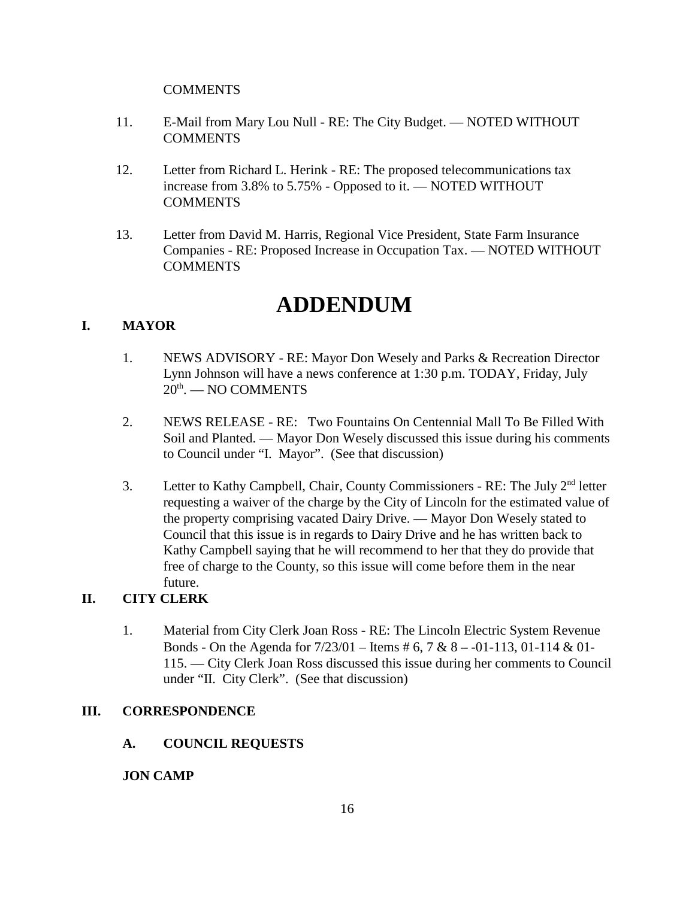COMMENTS

11. E-Mail from Mary Lou Null - RE: The City Budget. — NOTED WITHOUT COMMENTS

12. Letter from Richard L. Herink - RE: The proposed telecommunications tax increase from 3.8% to 5.75% - Opposed to it. — NOTED WITHOUT COMMENTS

13. Letter from David M. Harris, Regional Vice President, State Farm Insurance Companies - RE: Proposed Increase in Occupation Tax. — NOTED WITHOUT COMMENTS

# ADDENDUM

## I. MAYOR

1. NEWS ADVISORY - RE: Mayor Don Wesely and Parks & Recreation Director Lynn Johnson will have a news conference at 1:30 p.m. TODAY, Friday, July 20th. — NO COMMENTS

2. NEWS RELEASE - RE: Two Fountains On Centennial Mall To Be Filled With Soil and Planted. — Mayor Don Wesely discussed this issue during his comments to Council under "I. Mayor". (See that discussion)

3. Letter to Kathy Campbell, Chair, County Commissioners - RE: The July 2nd letter requesting a waiver of the charge by the City of Lincoln for the estimated value of the property comprising vacated Dairy Drive. — Mayor Don Wesely stated to Council that this issue is in regards to Dairy Drive and he has written back to Kathy Campbell saying that he will recommend to her that they do provide that free of charge to the County, so this issue will come before them in the near future.

## II. CITY CLERK

1. Material from City Clerk Joan Ross - RE: The Lincoln Electric System Revenue Bonds - On the Agenda for 7/23/01 – Items # 6, 7 & 8 – -01-113, 01-114 & 01-115. — City Clerk Joan Ross discussed this issue during her comments to Council under "II. City Clerk". (See that discussion)

## III. CORRESPONDENCE

### A. COUNCIL REQUESTS

**JON CAMP**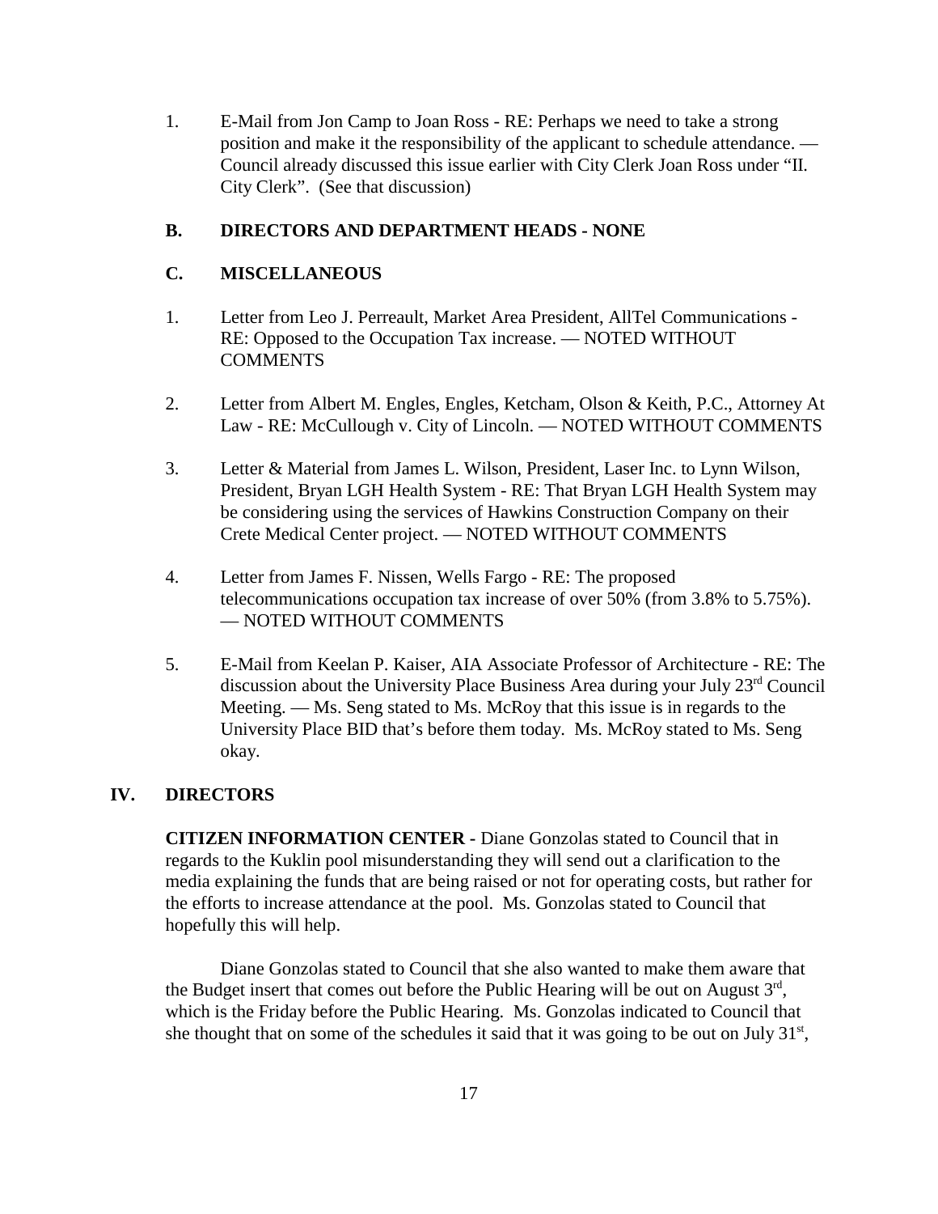1. E-Mail from Jon Camp to Joan Ross - RE: Perhaps we need to take a strong position and make it the responsibility of the applicant to schedule attendance. — Council already discussed this issue earlier with City Clerk Joan Ross under "II. City Clerk". (See that discussion)

**B. DIRECTORS AND DEPARTMENT HEADS - NONE**

**C. MISCELLANEOUS**

1. Letter from Leo J. Perreault, Market Area President, AllTel Communications - RE: Opposed to the Occupation Tax increase. — NOTED WITHOUT COMMENTS

2. Letter from Albert M. Engles, Engles, Ketcham, Olson & Keith, P.C., Attorney At Law - RE: McCullough v. City of Lincoln. — NOTED WITHOUT COMMENTS

3. Letter & Material from James L. Wilson, President, Laser Inc. to Lynn Wilson, President, Bryan LGH Health System - RE: That Bryan LGH Health System may be considering using the services of Hawkins Construction Company on their Crete Medical Center project. — NOTED WITHOUT COMMENTS

4. Letter from James F. Nissen, Wells Fargo - RE: The proposed telecommunications occupation tax increase of over 50% (from 3.8% to 5.75%). — NOTED WITHOUT COMMENTS

5. E-Mail from Keelan P. Kaiser, AIA Associate Professor of Architecture - RE: The discussion about the University Place Business Area during your July 23rd Council Meeting. — Ms. Seng stated to Ms. McRoy that this issue is in regards to the University Place BID that's before them today. Ms. McRoy stated to Ms. Seng okay.

## IV. DIRECTORS

**CITIZEN INFORMATION CENTER** - Diane Gonzolas stated to Council that in regards to the Kuklin pool misunderstanding they will send out a clarification to the media explaining the funds that are being raised or not for operating costs, but rather for the efforts to increase attendance at the pool. Ms. Gonzolas stated to Council that hopefully this will help.

Diane Gonzolas stated to Council that she also wanted to make them aware that the Budget insert that comes out before the Public Hearing will be out on August 3rd, which is the Friday before the Public Hearing. Ms. Gonzolas indicated to Council that she thought that on some of the schedules it said that it was going to be out on July 31st,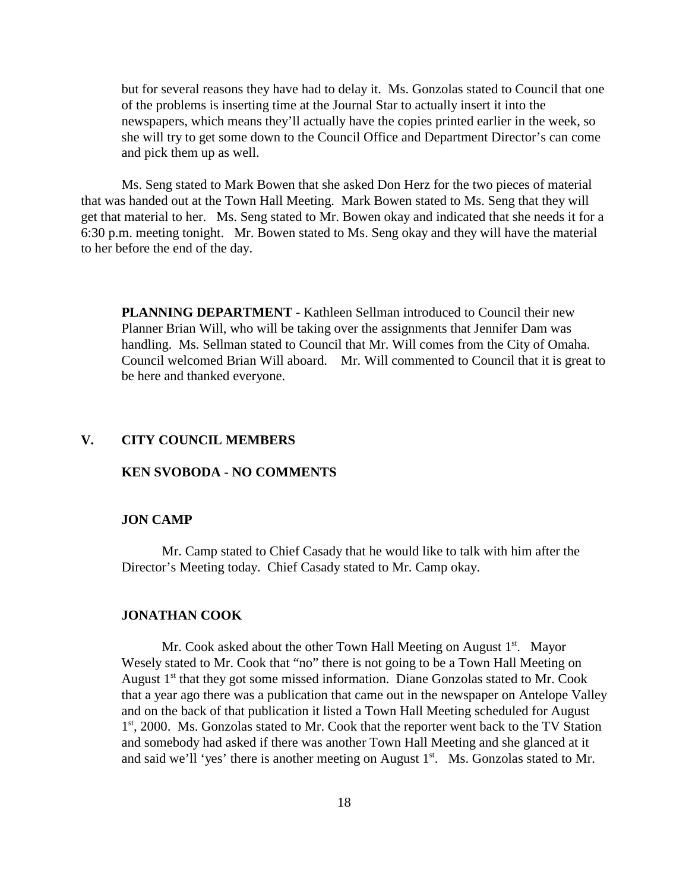but for several reasons they have had to delay it. Ms. Gonzolas stated to Council that one of the problems is inserting time at the Journal Star to actually insert it into the newspapers, which means they'll actually have the copies printed earlier in the week, so she will try to get some down to the Council Office and Department Director's can come and pick them up as well.

Ms. Seng stated to Mark Bowen that she asked Don Herz for the two pieces of material that was handed out at the Town Hall Meeting. Mark Bowen stated to Ms. Seng that they will get that material to her. Ms. Seng stated to Mr. Bowen okay and indicated that she needs it for a 6:30 p.m. meeting tonight. Mr. Bowen stated to Ms. Seng okay and they will have the material to her before the end of the day.

**PLANNING DEPARTMENT -** Kathleen Sellman introduced to Council their new Planner Brian Will, who will be taking over the assignments that Jennifer Dam was handling. Ms. Sellman stated to Council that Mr. Will comes from the City of Omaha. Council welcomed Brian Will aboard. Mr. Will commented to Council that it is great to be here and thanked everyone.

## V. CITY COUNCIL MEMBERS

### KEN SVOBODA - NO COMMENTS

### JON CAMP

Mr. Camp stated to Chief Casady that he would like to talk with him after the Director's Meeting today. Chief Casady stated to Mr. Camp okay.

### JONATHAN COOK

Mr. Cook asked about the other Town Hall Meeting on August 1st. Mayor Wesely stated to Mr. Cook that "no" there is not going to be a Town Hall Meeting on August 1st that they got some missed information. Diane Gonzolas stated to Mr. Cook that a year ago there was a publication that came out in the newspaper on Antelope Valley and on the back of that publication it listed a Town Hall Meeting scheduled for August 1st, 2000. Ms. Gonzolas stated to Mr. Cook that the reporter went back to the TV Station and somebody had asked if there was another Town Hall Meeting and she glanced at it and said we'll 'yes' there is another meeting on August 1st. Ms. Gonzolas stated to Mr.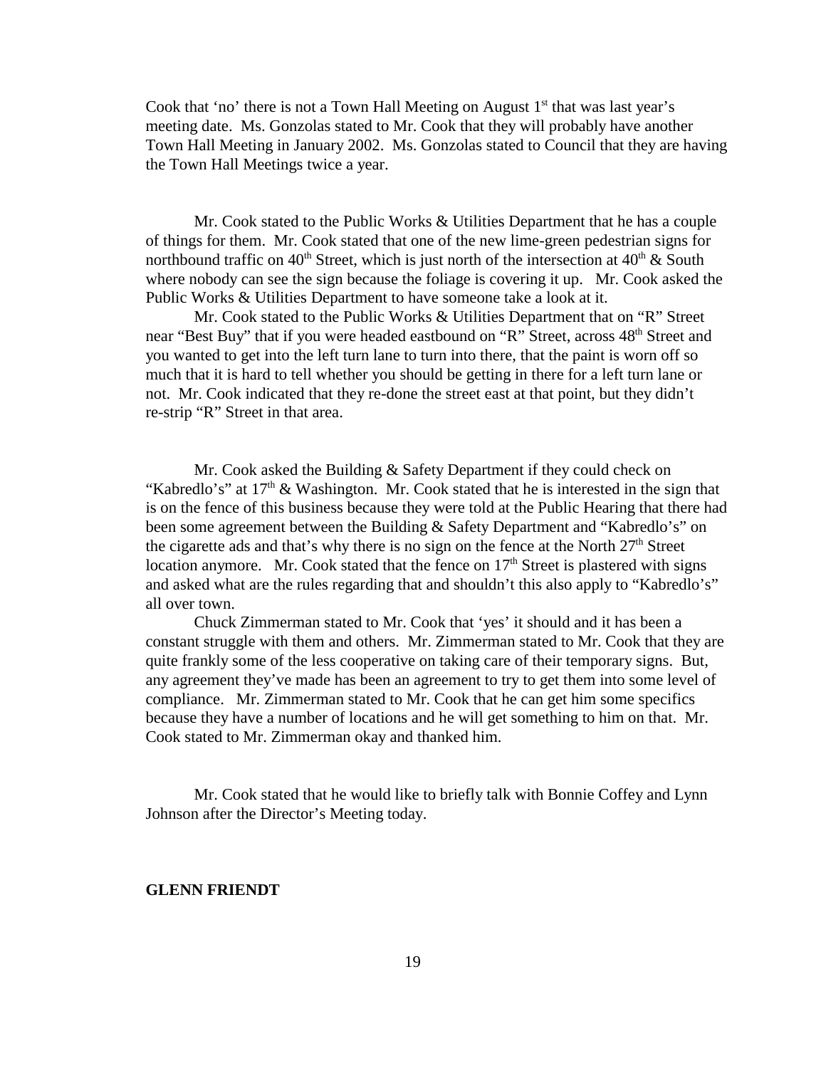Cook that 'no' there is not a Town Hall Meeting on August 1st that was last year's meeting date. Ms. Gonzolas stated to Mr. Cook that they will probably have another Town Hall Meeting in January 2002. Ms. Gonzolas stated to Council that they are having the Town Hall Meetings twice a year.

Mr. Cook stated to the Public Works & Utilities Department that he has a couple of things for them. Mr. Cook stated that one of the new lime-green pedestrian signs for northbound traffic on 40th Street, which is just north of the intersection at 40th & South where nobody can see the sign because the foliage is covering it up. Mr. Cook asked the Public Works & Utilities Department to have someone take a look at it.

Mr. Cook stated to the Public Works & Utilities Department that on "R" Street near "Best Buy" that if you were headed eastbound on "R" Street, across 48th Street and you wanted to get into the left turn lane to turn into there, that the paint is worn off so much that it is hard to tell whether you should be getting in there for a left turn lane or not. Mr. Cook indicated that they re-done the street east at that point, but they didn't re-strip "R" Street in that area.

Mr. Cook asked the Building & Safety Department if they could check on "Kabredlo's" at 17th & Washington. Mr. Cook stated that he is interested in the sign that is on the fence of this business because they were told at the Public Hearing that there had been some agreement between the Building & Safety Department and "Kabredlo's" on the cigarette ads and that's why there is no sign on the fence at the North 27th Street location anymore. Mr. Cook stated that the fence on 17th Street is plastered with signs and asked what are the rules regarding that and shouldn't this also apply to "Kabredlo's" all over town.

Chuck Zimmerman stated to Mr. Cook that 'yes' it should and it has been a constant struggle with them and others. Mr. Zimmerman stated to Mr. Cook that they are quite frankly some of the less cooperative on taking care of their temporary signs. But, any agreement they've made has been an agreement to try to get them into some level of compliance. Mr. Zimmerman stated to Mr. Cook that he can get him some specifics because they have a number of locations and he will get something to him on that. Mr. Cook stated to Mr. Zimmerman okay and thanked him.

Mr. Cook stated that he would like to briefly talk with Bonnie Coffey and Lynn Johnson after the Director's Meeting today.

**GLENN FRIENDT**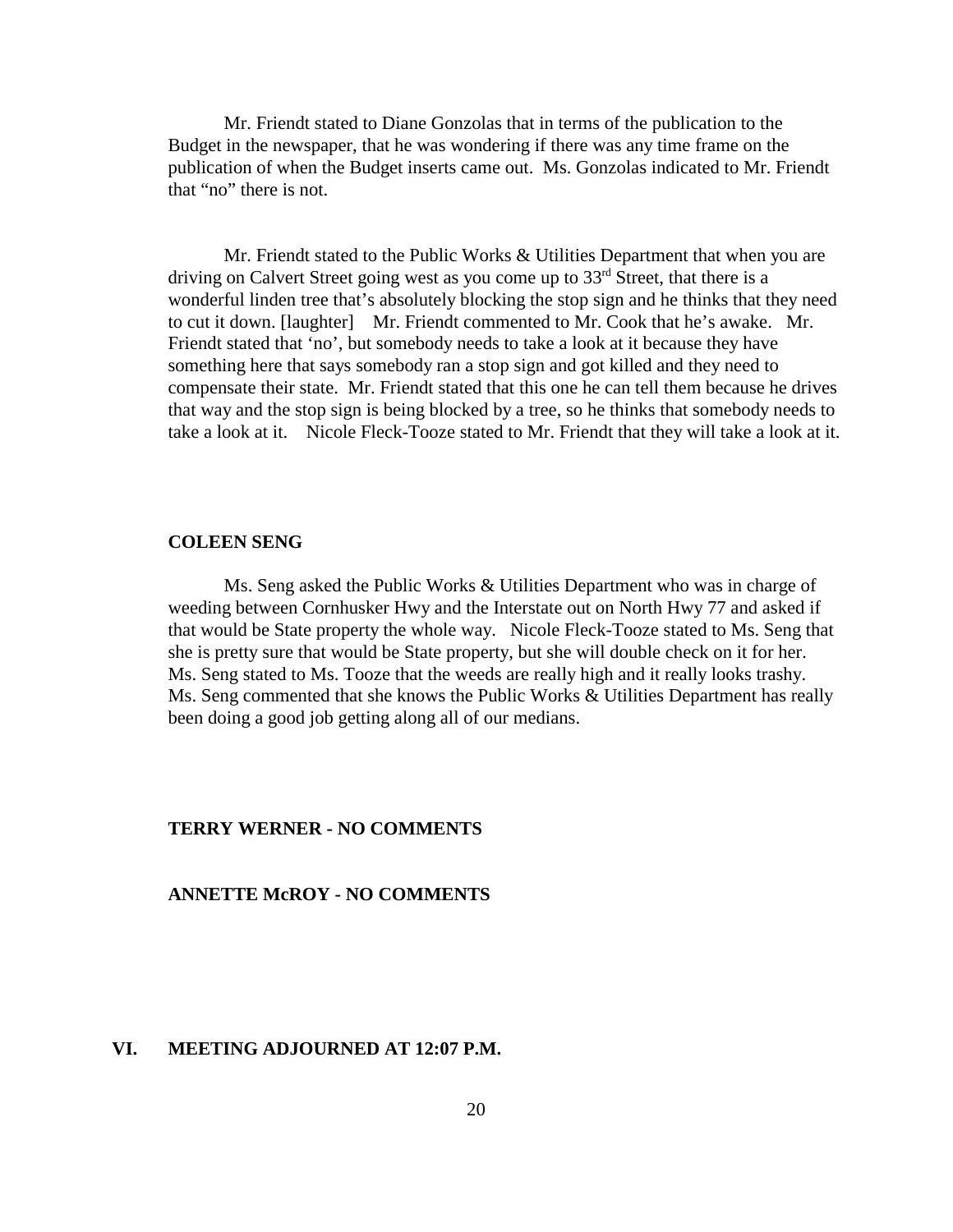Mr. Friendt stated to Diane Gonzolas that in terms of the publication to the Budget in the newspaper, that he was wondering if there was any time frame on the publication of when the Budget inserts came out. Ms. Gonzolas indicated to Mr. Friendt that "no" there is not.

Mr. Friendt stated to the Public Works & Utilities Department that when you are driving on Calvert Street going west as you come up to 33rd Street, that there is a wonderful linden tree that's absolutely blocking the stop sign and he thinks that they need to cut it down. [laughter] Mr. Friendt commented to Mr. Cook that he's awake. Mr. Friendt stated that 'no', but somebody needs to take a look at it because they have something here that says somebody ran a stop sign and got killed and they need to compensate their state. Mr. Friendt stated that this one he can tell them because he drives that way and the stop sign is being blocked by a tree, so he thinks that somebody needs to take a look at it. Nicole Fleck-Tooze stated to Mr. Friendt that they will take a look at it.

**COLEEN SENG**

Ms. Seng asked the Public Works & Utilities Department who was in charge of weeding between Cornhusker Hwy and the Interstate out on North Hwy 77 and asked if that would be State property the whole way. Nicole Fleck-Tooze stated to Ms. Seng that she is pretty sure that would be State property, but she will double check on it for her. Ms. Seng stated to Ms. Tooze that the weeds are really high and it really looks trashy. Ms. Seng commented that she knows the Public Works & Utilities Department has really been doing a good job getting along all of our medians.

**TERRY WERNER - NO COMMENTS**

**ANNETTE McROY - NO COMMENTS**

**VI. MEETING ADJOURNED AT 12:07 P.M.**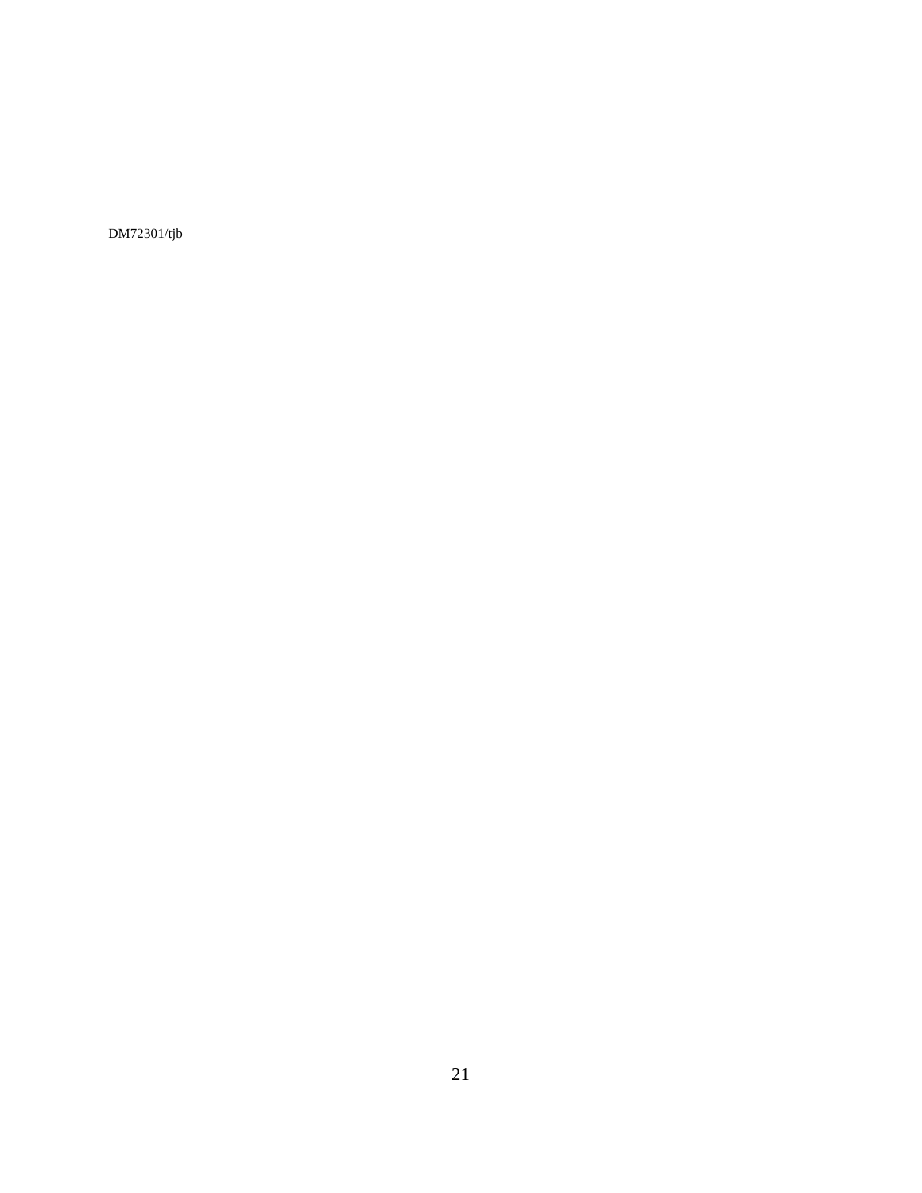DM72301/tjb